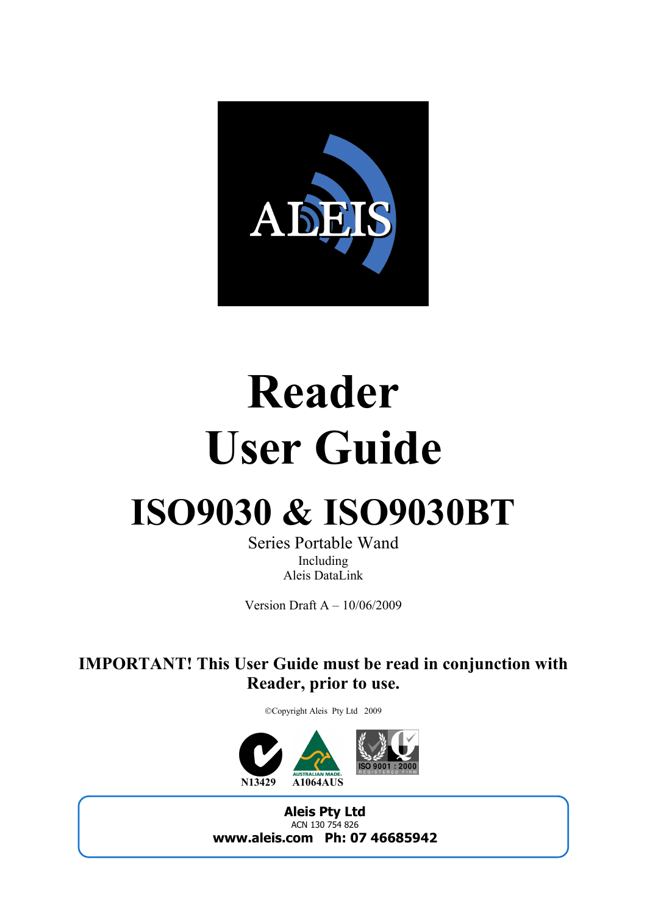ALEIS

# Reader
# User Guide

## ISO9030 & ISO9030BT

Series Portable Wand

Including

Aleis DataLink

Version Draft A – 10/06/2009

**IMPORTANT! This User Guide must be read in conjunction with Reader, prior to use.**

©Copyright Aleis Pty Ltd 2009

N13429 A1064AUS

ISO 9001 : 2000 REGISTERED FIRM

**Aleis Pty Ltd**
ACN 130 754 826
**www.aleis.com Ph: 07 46685942**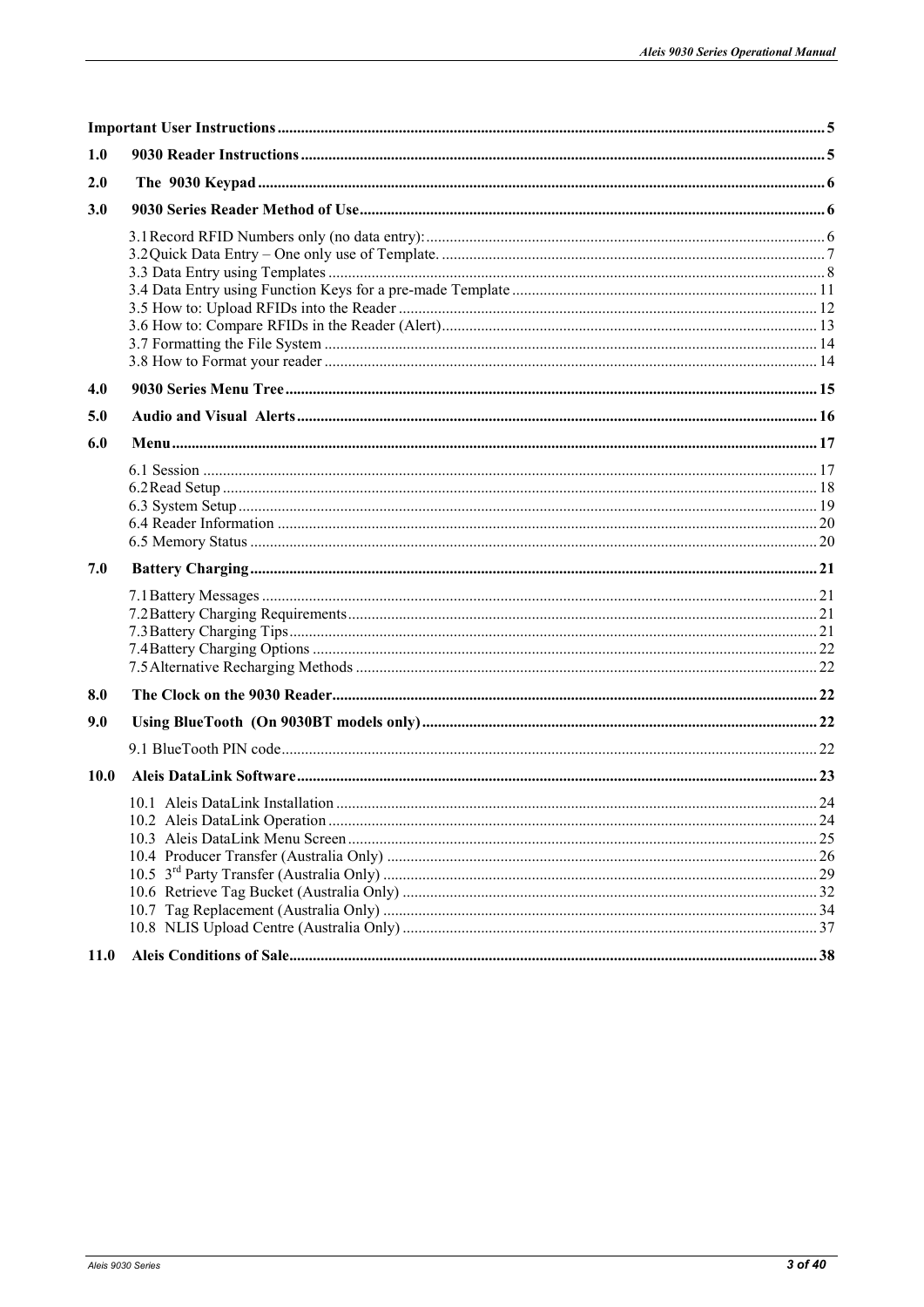**Important User Instructions** ........................................................................ 5

**1.0 9030 Reader Instructions** ........................................................................ 5

**2.0 The 9030 Keypad** ........................................................................ 6

**3.0 9030 Series Reader Method of Use** ........................................................................ 6

- 3.1 Record RFID Numbers only (no data entry): ........................................................................ 6
- 3.2 Quick Data Entry – One only use of Template. ........................................................................ 7
- 3.3 Data Entry using Templates ........................................................................ 8
- 3.4 Data Entry using Function Keys for a pre-made Template ........................................................................ 11
- 3.5 How to: Upload RFIDs into the Reader ........................................................................ 12
- 3.6 How to: Compare RFIDs in the Reader (Alert) ........................................................................ 13
- 3.7 Formatting the File System ........................................................................ 14
- 3.8 How to Format your reader ........................................................................ 14

**4.0 9030 Series Menu Tree** ........................................................................ 15

**5.0 Audio and Visual Alerts** ........................................................................ 16

**6.0 Menu** ........................................................................ 17

- 6.1 Session ........................................................................ 17
- 6.2 Read Setup ........................................................................ 18
- 6.3 System Setup ........................................................................ 19
- 6.4 Reader Information ........................................................................ 20
- 6.5 Memory Status ........................................................................ 20

**7.0 Battery Charging** ........................................................................ 21

- 7.1 Battery Messages ........................................................................ 21
- 7.2 Battery Charging Requirements ........................................................................ 21
- 7.3 Battery Charging Tips ........................................................................ 21
- 7.4 Battery Charging Options ........................................................................ 22
- 7.5 Alternative Recharging Methods ........................................................................ 22

**8.0 The Clock on the 9030 Reader** ........................................................................ 22

**9.0 Using BlueTooth (On 9030BT models only)** ........................................................................ 22

- 9.1 BlueTooth PIN code ........................................................................ 22

**10.0 Aleis DataLink Software** ........................................................................ 23

- 10.1 Aleis DataLink Installation ........................................................................ 24
- 10.2 Aleis DataLink Operation ........................................................................ 24
- 10.3 Aleis DataLink Menu Screen ........................................................................ 25
- 10.4 Producer Transfer (Australia Only) ........................................................................ 26
- 10.5 3rd Party Transfer (Australia Only) ........................................................................ 29
- 10.6 Retrieve Tag Bucket (Australia Only) ........................................................................ 32
- 10.7 Tag Replacement (Australia Only) ........................................................................ 34
- 10.8 NLIS Upload Centre (Australia Only) ........................................................................ 37

**11.0 Aleis Conditions of Sale** ........................................................................ 38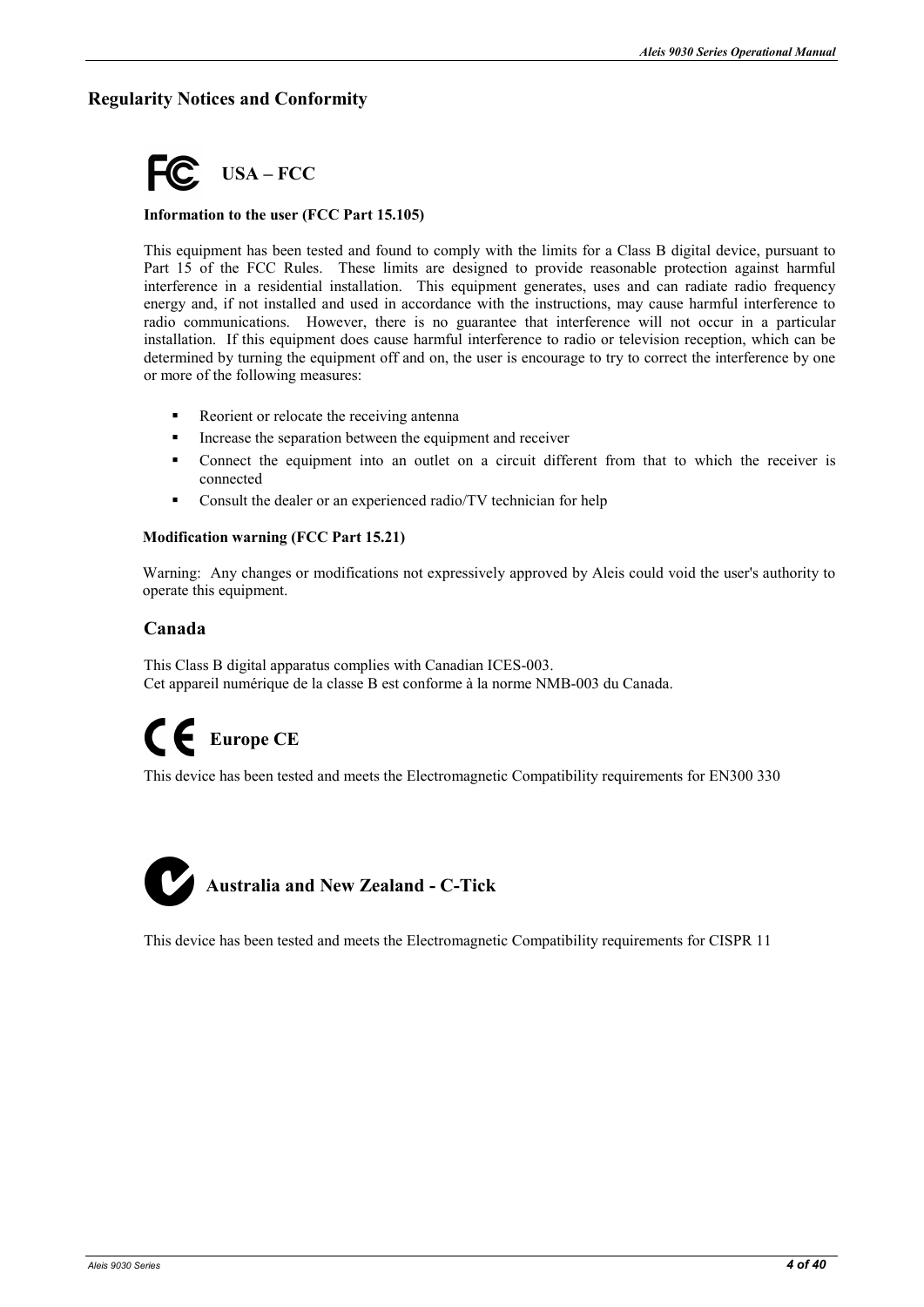## Regularity Notices and Conformity

### USA – FCC

**Information to the user (FCC Part 15.105)**

This equipment has been tested and found to comply with the limits for a Class B digital device, pursuant to Part 15 of the FCC Rules. These limits are designed to provide reasonable protection against harmful interference in a residential installation. This equipment generates, uses and can radiate radio frequency energy and, if not installed and used in accordance with the instructions, may cause harmful interference to radio communications. However, there is no guarantee that interference will not occur in a particular installation. If this equipment does cause harmful interference to radio or television reception, which can be determined by turning the equipment off and on, the user is encourage to try to correct the interference by one or more of the following measures:

- Reorient or relocate the receiving antenna
- Increase the separation between the equipment and receiver
- Connect the equipment into an outlet on a circuit different from that to which the receiver is connected
- Consult the dealer or an experienced radio/TV technician for help

**Modification warning (FCC Part 15.21)**

Warning: Any changes or modifications not expressively approved by Aleis could void the user's authority to operate this equipment.

### Canada

This Class B digital apparatus complies with Canadian ICES-003.
Cet appareil numérique de la classe B est conforme à la norme NMB-003 du Canada.

### Europe CE

This device has been tested and meets the Electromagnetic Compatibility requirements for EN300 330

### Australia and New Zealand - C-Tick

This device has been tested and meets the Electromagnetic Compatibility requirements for CISPR 11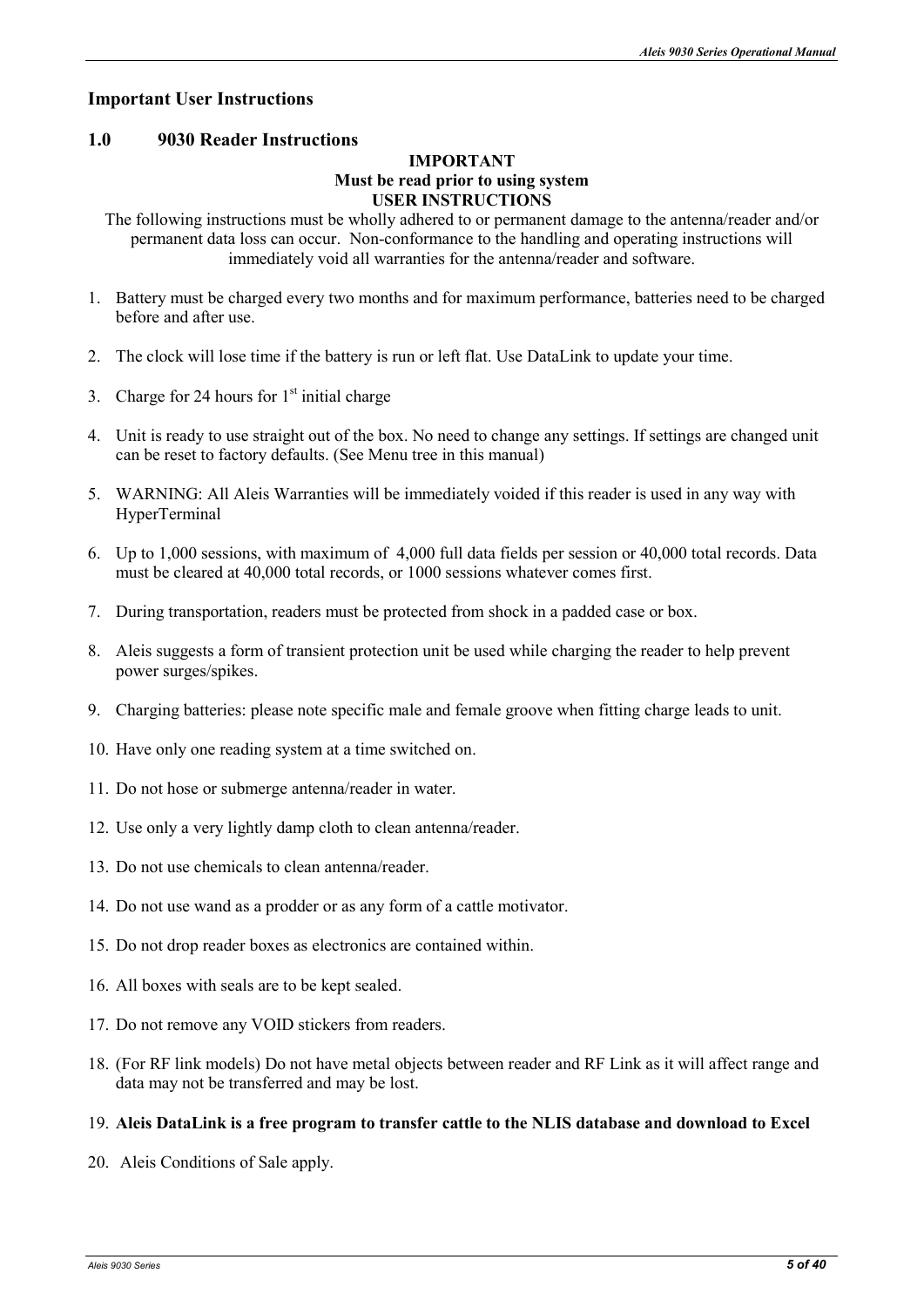## Important User Instructions

### 1.0 9030 Reader Instructions

**IMPORTANT**
**Must be read prior to using system**
**USER INSTRUCTIONS**

The following instructions must be wholly adhered to or permanent damage to the antenna/reader and/or permanent data loss can occur. Non-conformance to the handling and operating instructions will immediately void all warranties for the antenna/reader and software.

1. Battery must be charged every two months and for maximum performance, batteries need to be charged before and after use.

2. The clock will lose time if the battery is run or left flat. Use DataLink to update your time.

3. Charge for 24 hours for 1st initial charge

4. Unit is ready to use straight out of the box. No need to change any settings. If settings are changed unit can be reset to factory defaults. (See Menu tree in this manual)

5. WARNING: All Aleis Warranties will be immediately voided if this reader is used in any way with HyperTerminal

6. Up to 1,000 sessions, with maximum of 4,000 full data fields per session or 40,000 total records. Data must be cleared at 40,000 total records, or 1000 sessions whatever comes first.

7. During transportation, readers must be protected from shock in a padded case or box.

8. Aleis suggests a form of transient protection unit be used while charging the reader to help prevent power surges/spikes.

9. Charging batteries: please note specific male and female groove when fitting charge leads to unit.

10. Have only one reading system at a time switched on.

11. Do not hose or submerge antenna/reader in water.

12. Use only a very lightly damp cloth to clean antenna/reader.

13. Do not use chemicals to clean antenna/reader.

14. Do not use wand as a prodder or as any form of a cattle motivator.

15. Do not drop reader boxes as electronics are contained within.

16. All boxes with seals are to be kept sealed.

17. Do not remove any VOID stickers from readers.

18. (For RF link models) Do not have metal objects between reader and RF Link as it will affect range and data may not be transferred and may be lost.

19. **Aleis DataLink is a free program to transfer cattle to the NLIS database and download to Excel**

20. Aleis Conditions of Sale apply.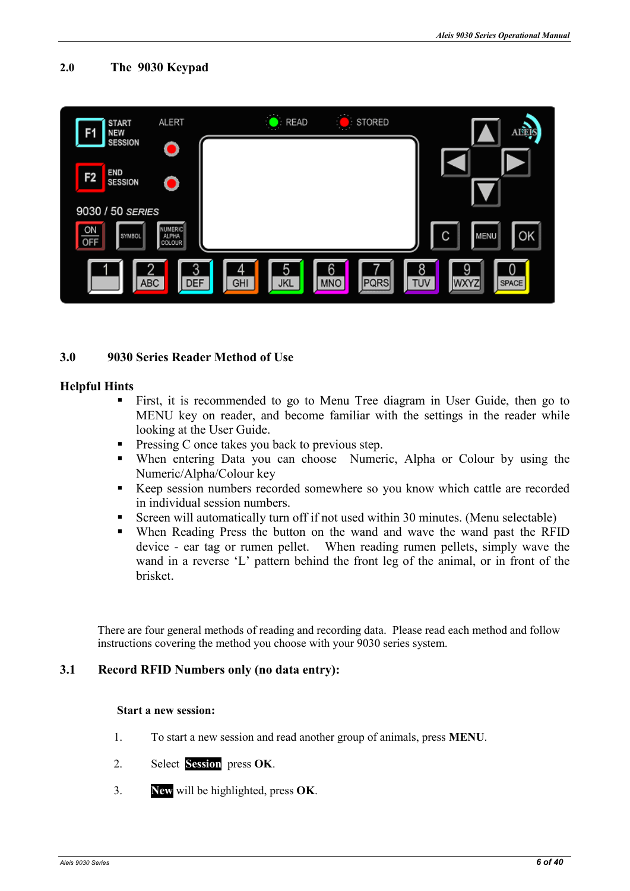## 2.0 The 9030 Keypad

## 3.0 9030 Series Reader Method of Use

### Helpful Hints

- First, it is recommended to go to Menu Tree diagram in User Guide, then go to MENU key on reader, and become familiar with the settings in the reader while looking at the User Guide.
- Pressing C once takes you back to previous step.
- When entering Data you can choose Numeric, Alpha or Colour by using the Numeric/Alpha/Colour key
- Keep session numbers recorded somewhere so you know which cattle are recorded in individual session numbers.
- Screen will automatically turn off if not used within 30 minutes. (Menu selectable)
- When Reading Press the button on the wand and wave the wand past the RFID device - ear tag or rumen pellet. When reading rumen pellets, simply wave the wand in a reverse 'L' pattern behind the front leg of the animal, or in front of the brisket.

There are four general methods of reading and recording data. Please read each method and follow instructions covering the method you choose with your 9030 series system.

## 3.1 Record RFID Numbers only (no data entry):

**Start a new session:**

1. To start a new session and read another group of animals, press **MENU**.
2. Select **Session** press **OK**.
3. **New** will be highlighted, press **OK**.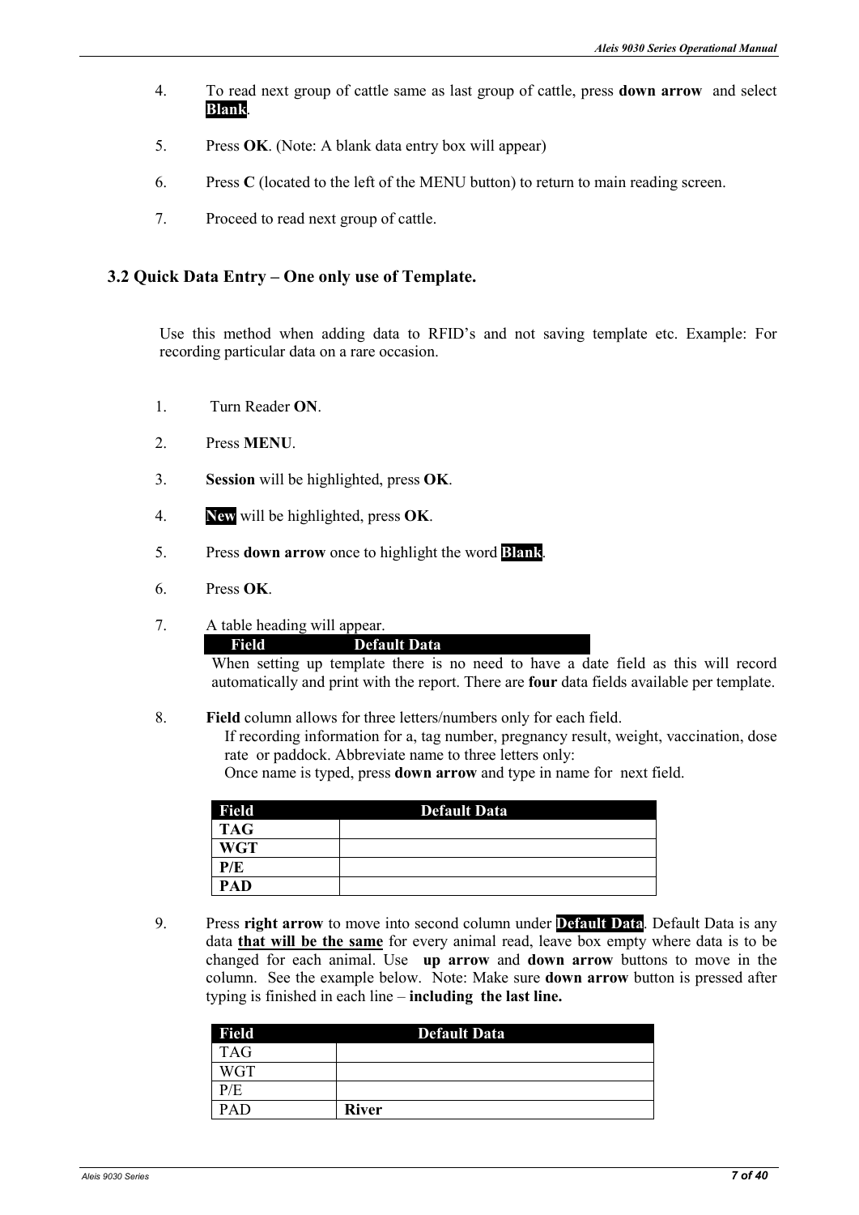4. To read next group of cattle same as last group of cattle, press **down arrow** and select **Blank**.

5. Press **OK**. (Note: A blank data entry box will appear)

6. Press **C** (located to the left of the MENU button) to return to main reading screen.

7. Proceed to read next group of cattle.

## 3.2 Quick Data Entry – One only use of Template.

Use this method when adding data to RFID's and not saving template etc. Example: For recording particular data on a rare occasion.

1. Turn Reader **ON**.

2. Press **MENU**.

3. **Session** will be highlighted, press **OK**.

4. **New** will be highlighted, press **OK**.

5. Press **down arrow** once to highlight the word **Blank**.

6. Press **OK**.

7. A table heading will appear.

   | Field | Default Data |
   |---|---|

   When setting up template there is no need to have a date field as this will record automatically and print with the report. There are **four** data fields available per template.

8. **Field** column allows for three letters/numbers only for each field.
   If recording information for a, tag number, pregnancy result, weight, vaccination, dose rate or paddock. Abbreviate name to three letters only:
   Once name is typed, press **down arrow** and type in name for next field.

   | Field | Default Data |
   |---|---|
   | **TAG** | |
   | **WGT** | |
   | **P/E** | |
   | **PAD** | |

9. Press **right arrow** to move into second column under **Default Data**. Default Data is any data **that will be the same** for every animal read, leave box empty where data is to be changed for each animal. Use **up arrow** and **down arrow** buttons to move in the column. See the example below. Note: Make sure **down arrow** button is pressed after typing is finished in each line – **including the last line.**

   | Field | Default Data |
   |---|---|
   | TAG | |
   | WGT | |
   | P/E | |
   | PAD | **River** |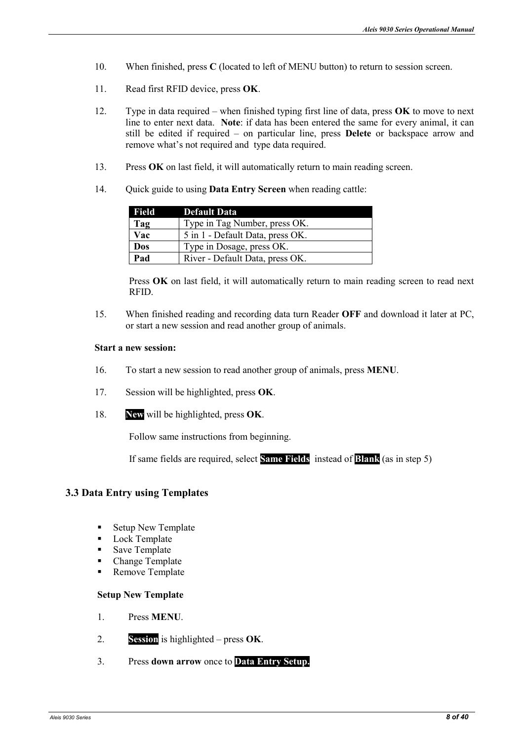10. When finished, press **C** (located to left of MENU button) to return to session screen.

11. Read first RFID device, press **OK**.

12. Type in data required – when finished typing first line of data, press **OK** to move to next line to enter next data. **Note**: if data has been entered the same for every animal, it can still be edited if required – on particular line, press **Delete** or backspace arrow and remove what's not required and type data required.

13. Press **OK** on last field, it will automatically return to main reading screen.

14. Quick guide to using **Data Entry Screen** when reading cattle:

| Field | Default Data |
|---|---|
| **Tag** | Type in Tag Number, press OK. |
| **Vac** | 5 in 1 - Default Data, press OK. |
| **Dos** | Type in Dosage, press OK. |
| **Pad** | River - Default Data, press OK. |

    Press **OK** on last field, it will automatically return to main reading screen to read next RFID.

15. When finished reading and recording data turn Reader **OFF** and download it later at PC, or start a new session and read another group of animals.

**Start a new session:**

16. To start a new session to read another group of animals, press **MENU**.

17. Session will be highlighted, press **OK**.

18. **New** will be highlighted, press **OK**.

    Follow same instructions from beginning.

    If same fields are required, select **Same Fields** instead of **Blank** (as in step 5)

## 3.3 Data Entry using Templates

- Setup New Template
- Lock Template
- Save Template
- Change Template
- Remove Template

**Setup New Template**

1. Press **MENU**.

2. **Session** is highlighted – press **OK**.

3. Press **down arrow** once to **Data Entry Setup.**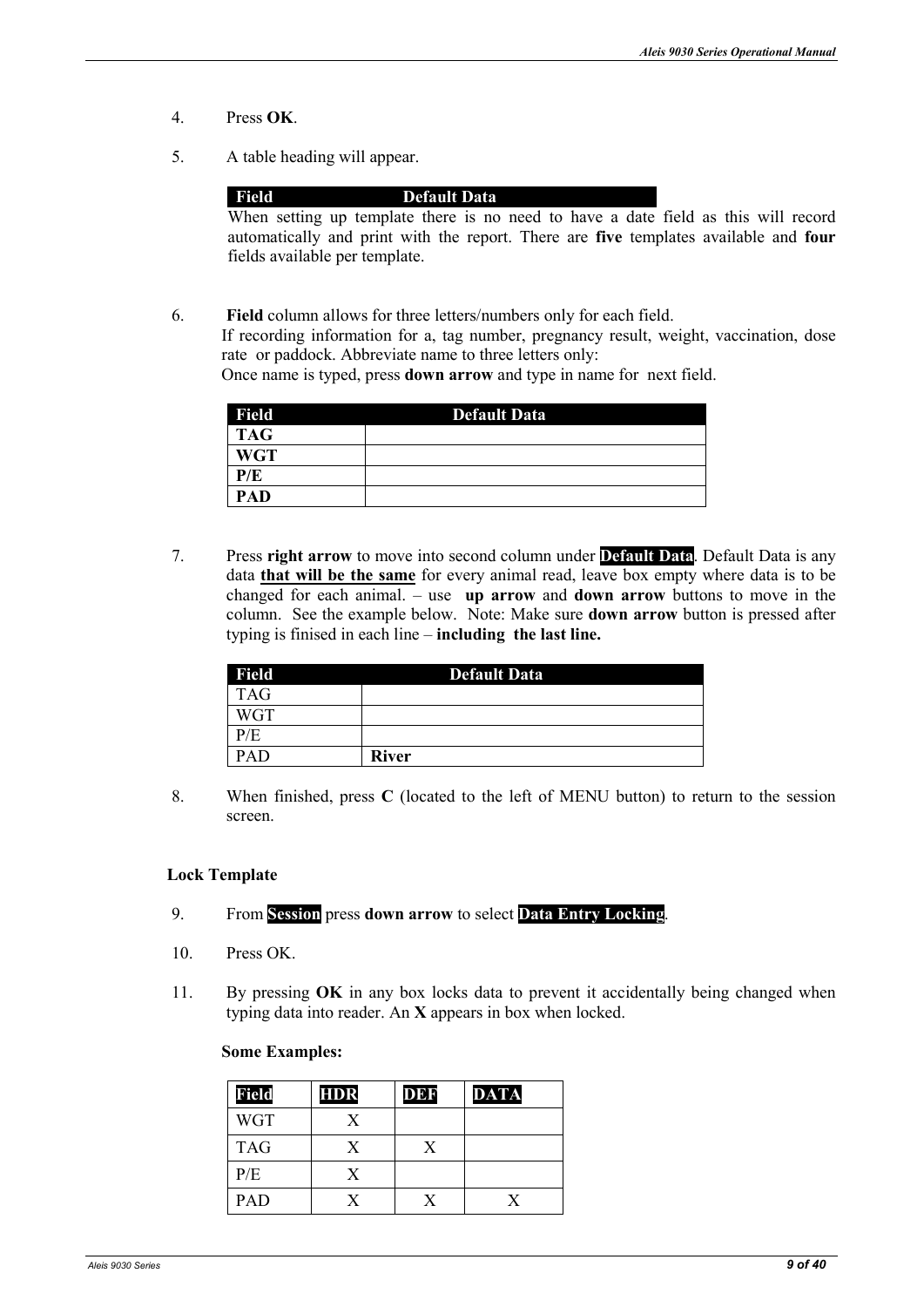4. Press **OK**.

5. A table heading will appear.

| Field | Default Data |
|---|---|

When setting up template there is no need to have a date field as this will record automatically and print with the report. There are **five** templates available and **four** fields available per template.

6. **Field** column allows for three letters/numbers only for each field.
   If recording information for a, tag number, pregnancy result, weight, vaccination, dose rate or paddock. Abbreviate name to three letters only:
   Once name is typed, press **down arrow** and type in name for next field.

| Field | Default Data |
|---|---|
| **TAG** | |
| **WGT** | |
| **P/E** | |
| **PAD** | |

7. Press **right arrow** to move into second column under **Default Data**. Default Data is any data **that will be the same** for every animal read, leave box empty where data is to be changed for each animal. – use **up arrow** and **down arrow** buttons to move in the column. See the example below. Note: Make sure **down arrow** button is pressed after typing is finised in each line – **including the last line.**

| Field | Default Data |
|---|---|
| TAG | |
| WGT | |
| P/E | |
| PAD | **River** |

8. When finished, press **C** (located to the left of MENU button) to return to the session screen.

**Lock Template**

9. From **Session** press **down arrow** to select **Data Entry Locking**.

10. Press OK.

11. By pressing **OK** in any box locks data to prevent it accidentally being changed when typing data into reader. An **X** appears in box when locked.

**Some Examples:**

| Field | HDR | DEF | DATA |
|---|---|---|---|
| WGT | X | | |
| TAG | X | X | |
| P/E | X | | |
| PAD | X | X | X |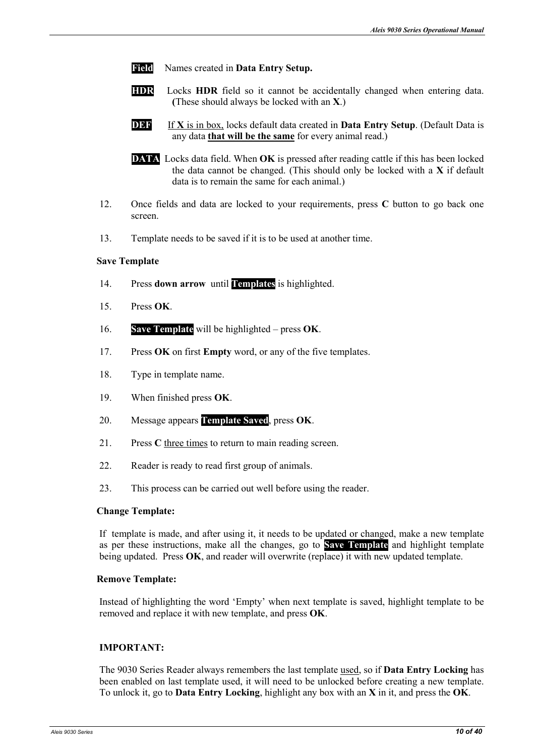**Field** Names created in **Data Entry Setup.**

**HDR** Locks **HDR** field so it cannot be accidentally changed when entering data. **(**These should always be locked with an **X**.)

**DEF** If **X** is in box, locks default data created in **Data Entry Setup**. (Default Data is any data **that will be the same** for every animal read.)

**DATA** Locks data field. When **OK** is pressed after reading cattle if this has been locked the data cannot be changed. (This should only be locked with a **X** if default data is to remain the same for each animal.)

12. Once fields and data are locked to your requirements, press **C** button to go back one screen.
13. Template needs to be saved if it is to be used at another time.

**Save Template**

14. Press **down arrow** until **Templates** is highlighted.
15. Press **OK**.
16. **Save Template** will be highlighted – press **OK**.
17. Press **OK** on first **Empty** word, or any of the five templates.
18. Type in template name.
19. When finished press **OK**.
20. Message appears **Template Saved**, press **OK**.
21. Press **C** three times to return to main reading screen.
22. Reader is ready to read first group of animals.
23. This process can be carried out well before using the reader.

**Change Template:**

If template is made, and after using it, it needs to be updated or changed, make a new template as per these instructions, make all the changes, go to **Save Template** and highlight template being updated. Press **OK**, and reader will overwrite (replace) it with new updated template.

**Remove Template:**

Instead of highlighting the word 'Empty' when next template is saved, highlight template to be removed and replace it with new template, and press **OK**.

**IMPORTANT:**

The 9030 Series Reader always remembers the last template used, so if **Data Entry Locking** has been enabled on last template used, it will need to be unlocked before creating a new template. To unlock it, go to **Data Entry Locking**, highlight any box with an **X** in it, and press the **OK**.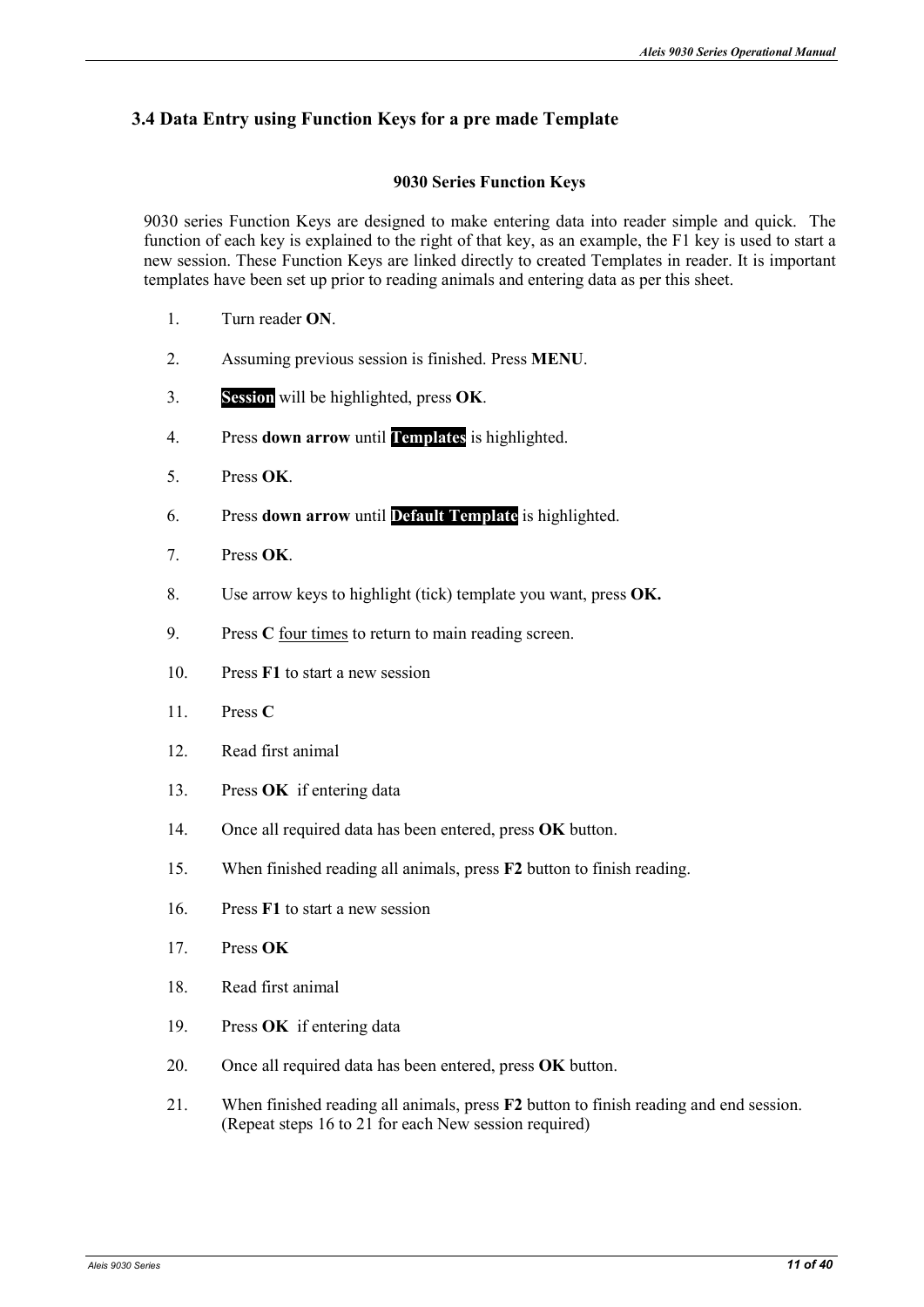## 3.4 Data Entry using Function Keys for a pre made Template

**9030 Series Function Keys**

9030 series Function Keys are designed to make entering data into reader simple and quick. The function of each key is explained to the right of that key, as an example, the F1 key is used to start a new session. These Function Keys are linked directly to created Templates in reader. It is important templates have been set up prior to reading animals and entering data as per this sheet.

1. Turn reader **ON**.
2. Assuming previous session is finished. Press **MENU**.
3. **Session** will be highlighted, press **OK**.
4. Press **down arrow** until **Templates** is highlighted.
5. Press **OK**.
6. Press **down arrow** until **Default Template** is highlighted.
7. Press **OK**.
8. Use arrow keys to highlight (tick) template you want, press **OK.**
9. Press **C** four times to return to main reading screen.
10. Press **F1** to start a new session
11. Press **C**
12. Read first animal
13. Press **OK** if entering data
14. Once all required data has been entered, press **OK** button.
15. When finished reading all animals, press **F2** button to finish reading.
16. Press **F1** to start a new session
17. Press **OK**
18. Read first animal
19. Press **OK** if entering data
20. Once all required data has been entered, press **OK** button.
21. When finished reading all animals, press **F2** button to finish reading and end session. (Repeat steps 16 to 21 for each New session required)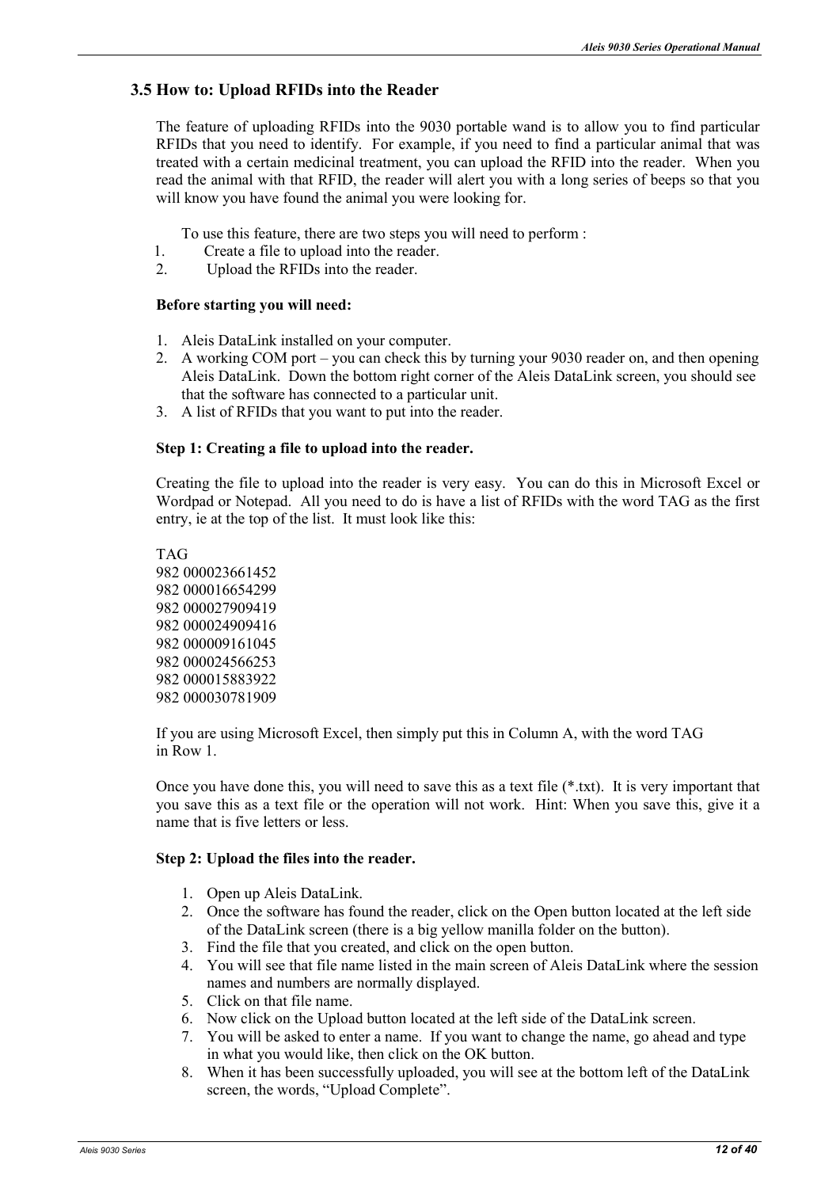## 3.5 How to: Upload RFIDs into the Reader

The feature of uploading RFIDs into the 9030 portable wand is to allow you to find particular RFIDs that you need to identify. For example, if you need to find a particular animal that was treated with a certain medicinal treatment, you can upload the RFID into the reader. When you read the animal with that RFID, the reader will alert you with a long series of beeps so that you will know you have found the animal you were looking for.

To use this feature, there are two steps you will need to perform :

1. Create a file to upload into the reader.
2. Upload the RFIDs into the reader.

**Before starting you will need:**

1. Aleis DataLink installed on your computer.
2. A working COM port – you can check this by turning your 9030 reader on, and then opening Aleis DataLink. Down the bottom right corner of the Aleis DataLink screen, you should see that the software has connected to a particular unit.
3. A list of RFIDs that you want to put into the reader.

**Step 1: Creating a file to upload into the reader.**

Creating the file to upload into the reader is very easy. You can do this in Microsoft Excel or Wordpad or Notepad. All you need to do is have a list of RFIDs with the word TAG as the first entry, ie at the top of the list. It must look like this:

```
TAG
982 000023661452
982 000016654299
982 000027909419
982 000024909416
982 000009161045
982 000024566253
982 000015883922
982 000030781909
```

If you are using Microsoft Excel, then simply put this in Column A, with the word TAG in Row 1.

Once you have done this, you will need to save this as a text file (*.txt). It is very important that you save this as a text file or the operation will not work. Hint: When you save this, give it a name that is five letters or less.

**Step 2: Upload the files into the reader.**

1. Open up Aleis DataLink.
2. Once the software has found the reader, click on the Open button located at the left side of the DataLink screen (there is a big yellow manilla folder on the button).
3. Find the file that you created, and click on the open button.
4. You will see that file name listed in the main screen of Aleis DataLink where the session names and numbers are normally displayed.
5. Click on that file name.
6. Now click on the Upload button located at the left side of the DataLink screen.
7. You will be asked to enter a name. If you want to change the name, go ahead and type in what you would like, then click on the OK button.
8. When it has been successfully uploaded, you will see at the bottom left of the DataLink screen, the words, "Upload Complete".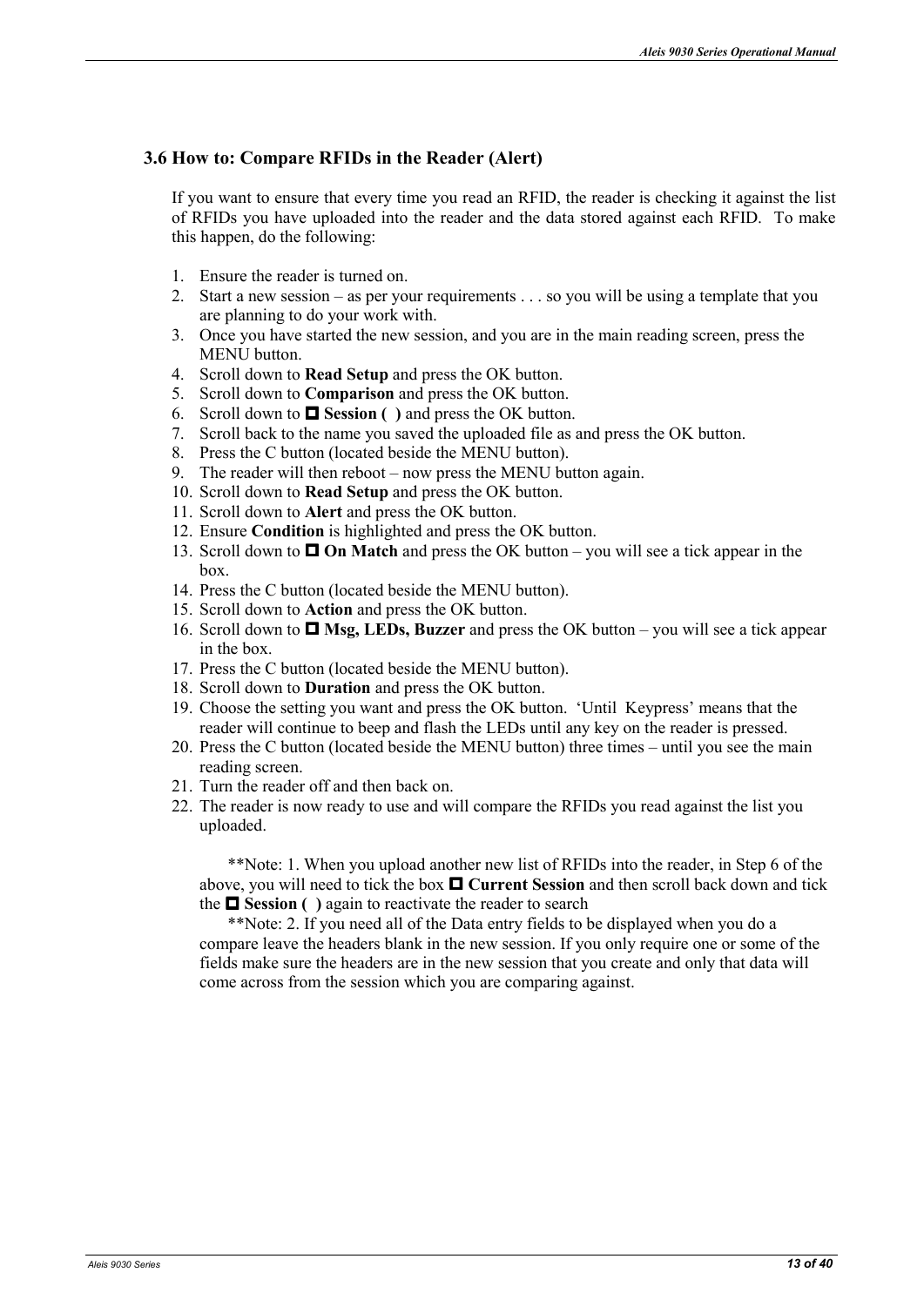### 3.6 How to: Compare RFIDs in the Reader (Alert)

If you want to ensure that every time you read an RFID, the reader is checking it against the list of RFIDs you have uploaded into the reader and the data stored against each RFID. To make this happen, do the following:

1. Ensure the reader is turned on.
2. Start a new session – as per your requirements . . . so you will be using a template that you are planning to do your work with.
3. Once you have started the new session, and you are in the main reading screen, press the MENU button.
4. Scroll down to **Read Setup** and press the OK button.
5. Scroll down to **Comparison** and press the OK button.
6. Scroll down to ◘ **Session ( )** and press the OK button.
7. Scroll back to the name you saved the uploaded file as and press the OK button.
8. Press the C button (located beside the MENU button).
9. The reader will then reboot – now press the MENU button again.
10. Scroll down to **Read Setup** and press the OK button.
11. Scroll down to **Alert** and press the OK button.
12. Ensure **Condition** is highlighted and press the OK button.
13. Scroll down to ◘ **On Match** and press the OK button – you will see a tick appear in the box.
14. Press the C button (located beside the MENU button).
15. Scroll down to **Action** and press the OK button.
16. Scroll down to ◘ **Msg, LEDs, Buzzer** and press the OK button – you will see a tick appear in the box.
17. Press the C button (located beside the MENU button).
18. Scroll down to **Duration** and press the OK button.
19. Choose the setting you want and press the OK button. 'Until Keypress' means that the reader will continue to beep and flash the LEDs until any key on the reader is pressed.
20. Press the C button (located beside the MENU button) three times – until you see the main reading screen.
21. Turn the reader off and then back on.
22. The reader is now ready to use and will compare the RFIDs you read against the list you uploaded.

**Note: 1. When you upload another new list of RFIDs into the reader, in Step 6 of the above, you will need to tick the box ◘ **Current Session** and then scroll back down and tick the ◘ **Session ( )** again to reactivate the reader to search

**Note: 2. If you need all of the Data entry fields to be displayed when you do a compare leave the headers blank in the new session. If you only require one or some of the fields make sure the headers are in the new session that you create and only that data will come across from the session which you are comparing against.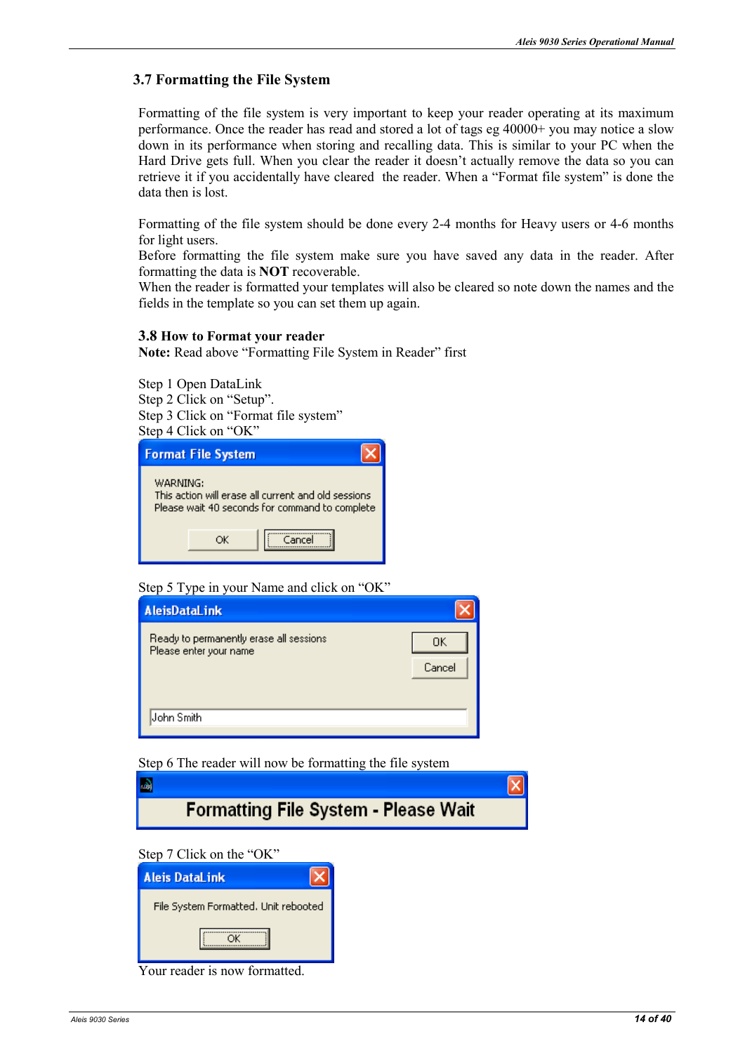## 3.7 Formatting the File System

Formatting of the file system is very important to keep your reader operating at its maximum performance. Once the reader has read and stored a lot of tags eg 40000+ you may notice a slow down in its performance when storing and recalling data. This is similar to your PC when the Hard Drive gets full. When you clear the reader it doesn't actually remove the data so you can retrieve it if you accidentally have cleared the reader. When a "Format file system" is done the data then is lost.

Formatting of the file system should be done every 2-4 months for Heavy users or 4-6 months for light users.
Before formatting the file system make sure you have saved any data in the reader. After formatting the data is **NOT** recoverable.
When the reader is formatted your templates will also be cleared so note down the names and the fields in the template so you can set them up again.

### 3.8 How to Format your reader

**Note:** Read above "Formatting File System in Reader" first

Step 1 Open DataLink
Step 2 Click on "Setup".
Step 3 Click on "Format file system"
Step 4 Click on "OK"

Format File System

WARNING:
This action will erase all current and old sessions
Please wait 40 seconds for command to complete

OK | Cancel

Step 5 Type in your Name and click on "OK"

AleisDataLink

Ready to permanently erase all sessions
Please enter your name

OK | Cancel

John Smith

Step 6 The reader will now be formatting the file system

Formatting File System - Please Wait

Step 7 Click on the "OK"

Aleis DataLink

File System Formatted. Unit rebooted

OK

Your reader is now formatted.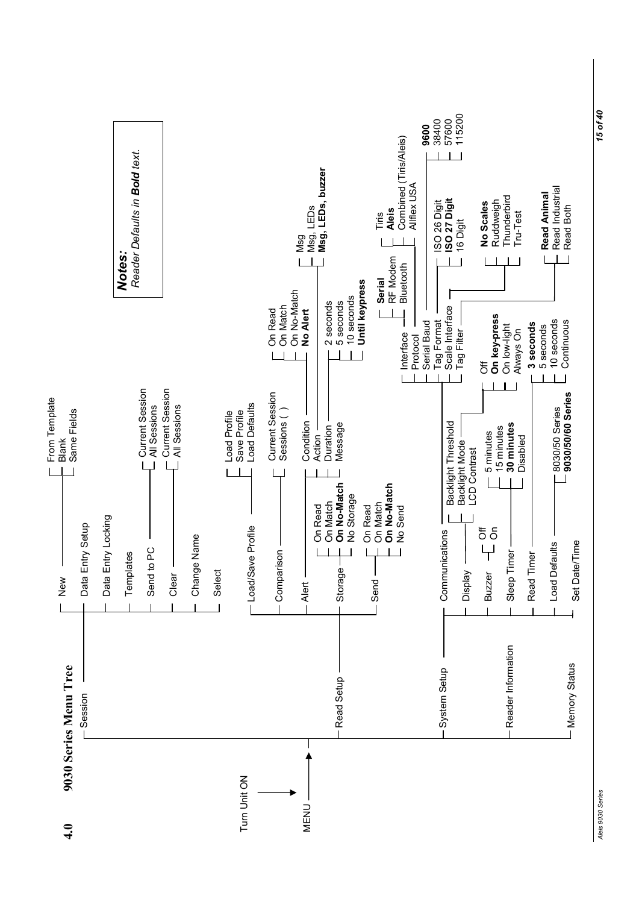# 4.0 9030 Series Menu Tree

Turn Unit ON → MENU →

- Session
  - New
    - From Template
    - Blank
    - Same Fields
  - Data Entry Setup
  - Data Entry Locking
  - Templates
  - Send to PC
    - Current Session
    - All Sessions
  - Clear
    - Current Session
    - All Sessions
  - Change Name
  - Select
- Read Setup
  - Load/Save Profile
    - Load Profile
    - Save Profile
    - Load Defaults
  - Comparison
    - Current Session
    - Sessions ( )
  - Alert
    - Condition
      - On Read
      - On Match
      - On No-Match
      - **No Alert**
    - Action
      - Msg
      - Msg, LEDs
      - **Msg, LEDs, buzzer**
    - Duration
      - 2 seconds
      - 5 seconds
      - 10 seconds
      - **Until keypress**
    - Message
  - Storage
    - On Read
    - On Match
    - **On No-Match**
    - No Storage
  - Send
    - On Read
    - On Match
    - **On No-Match**
    - No Send
- System Setup
  - Communications
    - Interface
      - **Serial**
      - RF Modem
      - Bluetooth
    - Protocol
      - Tiris
      - **Aleis**
      - Combined (Tiris/Aleis)
      - Allflex USA
    - Serial Baud
      - **9600**
      - 38400
      - 57600
      - 115200
    - Tag Format
      - ISO 26 Digit
      - **ISO 27 Digit**
      - 16 Digit
    - Scale Interface
      - **No Scales**
      - Ruddweigh
      - Thunderbird
      - Tru-Test
    - Tag Filter
      - **Read Animal**
      - Read Industrial
      - Read Both
  - Display
    - Backlight Threshold
    - Backlight Mode
      - Off
      - **On key-press**
      - On low-light
      - Always On
    - LCD Contrast
  - Buzzer
    - Off
    - On
  - Sleep Timer
    - 5 minutes
    - 15 minutes
    - **30 minutes**
    - Disabled
  - Read Timer
    - **3 seconds**
    - 5 seconds
    - 10 seconds
    - Continuous
  - Load Defaults
    - 8030/50 Series
    - **9030/50/60 Series**
  - Set Date/Time
- Reader Information
- Memory Status

***Notes:***
*Reader Defaults in **Bold** text.*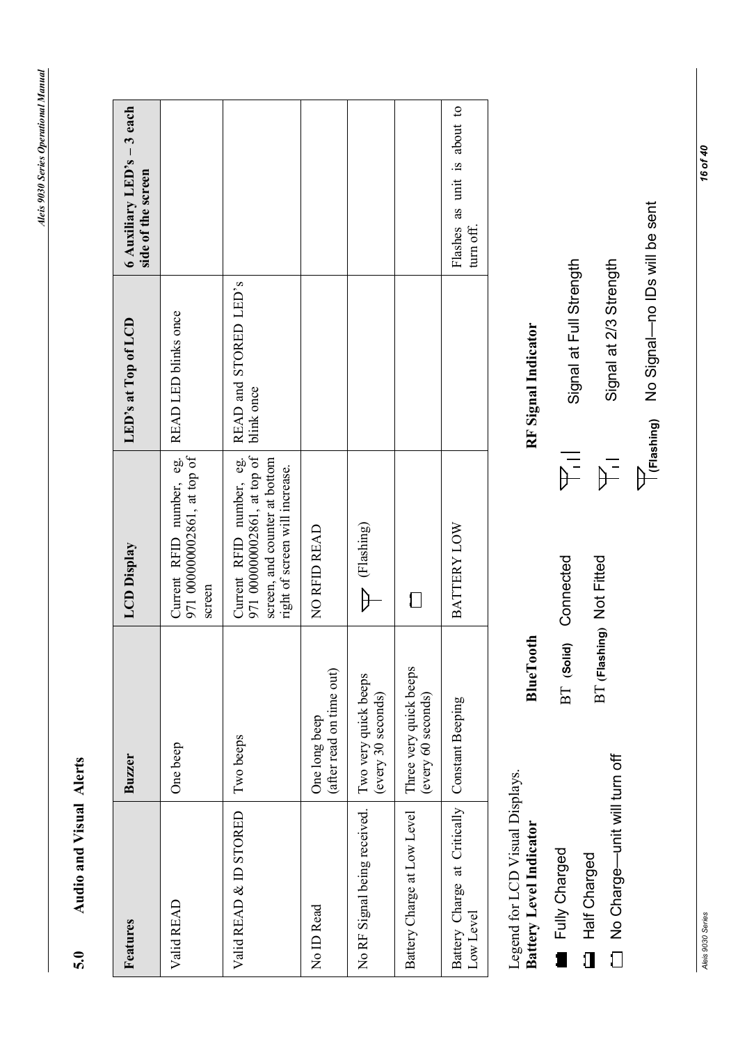# 5.0 Audio and Visual Alerts

| Features | Buzzer | LCD Display | LED's at Top of LCD | 6 Auxiliary LED's – 3 each side of the screen |
|---|---|---|---|---|
| Valid READ | One beep | Current RFID number, eg. 971 000000002861, at top of screen | READ LED blinks once | |
| Valid READ & ID STORED | Two beeps | Current RFID number, eg. 971 000000002861, at top of screen, and counter at bottom right of screen will increase. | READ and STORED LED's blink once | |
| No ID Read | One long beep (after read on time out) | NO RFID READ | | |
| No RF Signal being received. | Two very quick beeps (every 30 seconds) | (Flashing) | | |
| Battery Charge at Low Level | Three very quick beeps (every 60 seconds) | | | |
| Battery Charge at Critically Low Level | Constant Beeping | BATTERY LOW | | Flashes as unit is about to turn off. |

Legend for LCD Visual Displays.

**Battery Level Indicator**

- Fully Charged
- Half Charged
- No Charge—unit will turn off

**BlueTooth**

- BT (Solid) Connected
- BT (Flashing) Not Fitted

**RF Signal Indicator**

- Signal at Full Strength
- Signal at 2/3 Strength
- (Flashing) No Signal—no IDs will be sent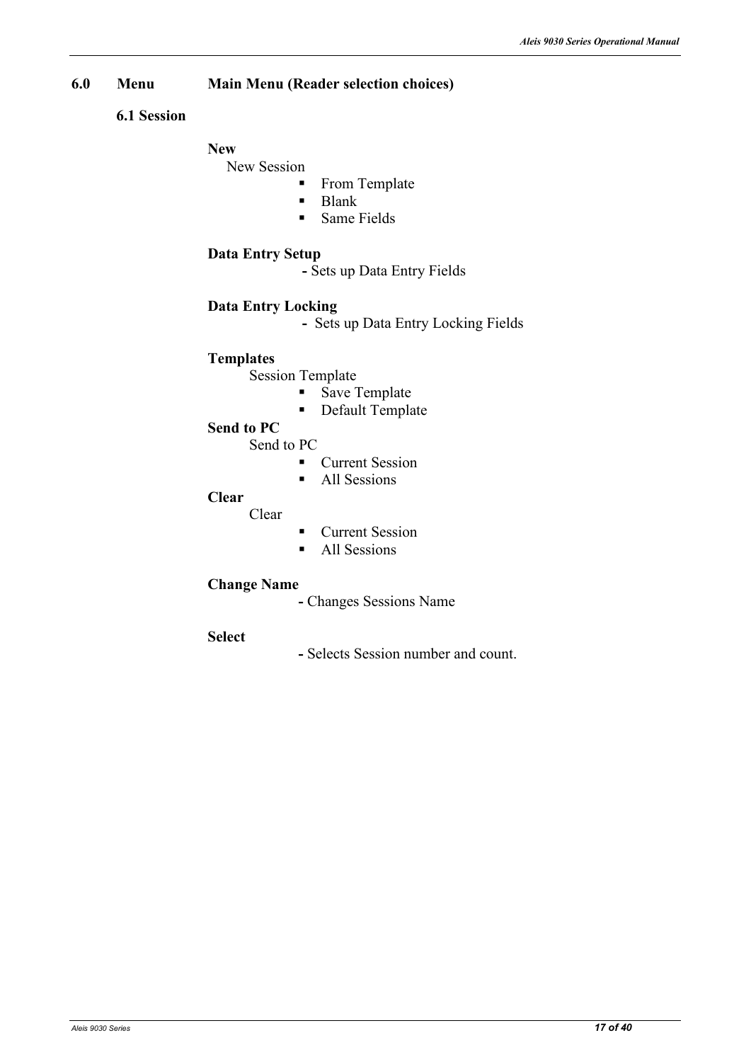# 6.0 Menu Main Menu (Reader selection choices)

## 6.1 Session

**New**

New Session

- From Template
- Blank
- Same Fields

**Data Entry Setup**

- Sets up Data Entry Fields

**Data Entry Locking**

- Sets up Data Entry Locking Fields

**Templates**

Session Template

- Save Template
- Default Template

**Send to PC**

Send to PC

- Current Session
- All Sessions

**Clear**

Clear

- Current Session
- All Sessions

**Change Name**

- Changes Sessions Name

**Select**

- Selects Session number and count.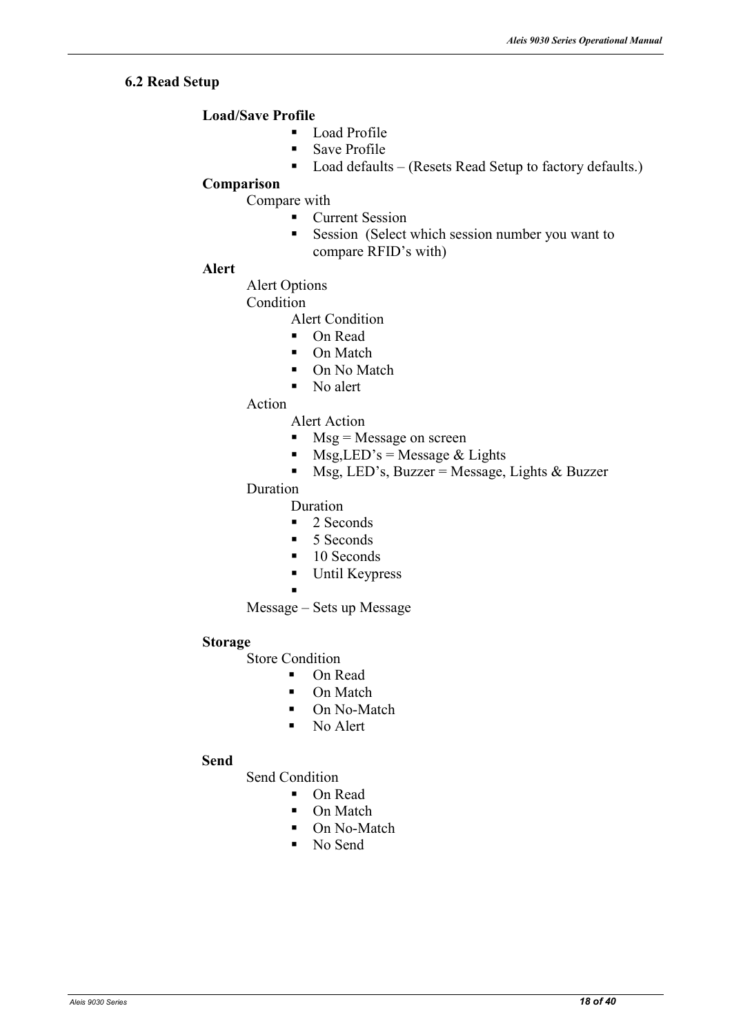## 6.2 Read Setup

**Load/Save Profile**

- Load Profile
- Save Profile
- Load defaults – (Resets Read Setup to factory defaults.)

**Comparison**

Compare with

- Current Session
- Session (Select which session number you want to compare RFID's with)

**Alert**

Alert Options

Condition

Alert Condition

- On Read
- On Match
- On No Match
- No alert

Action

Alert Action

- Msg = Message on screen
- Msg,LED's = Message & Lights
- Msg, LED's, Buzzer = Message, Lights & Buzzer

Duration

Duration

- 2 Seconds
- 5 Seconds
- 10 Seconds
- Until Keypress

Message – Sets up Message

**Storage**

Store Condition

- On Read
- On Match
- On No-Match
- No Alert

**Send**

Send Condition

- On Read
- On Match
- On No-Match
- No Send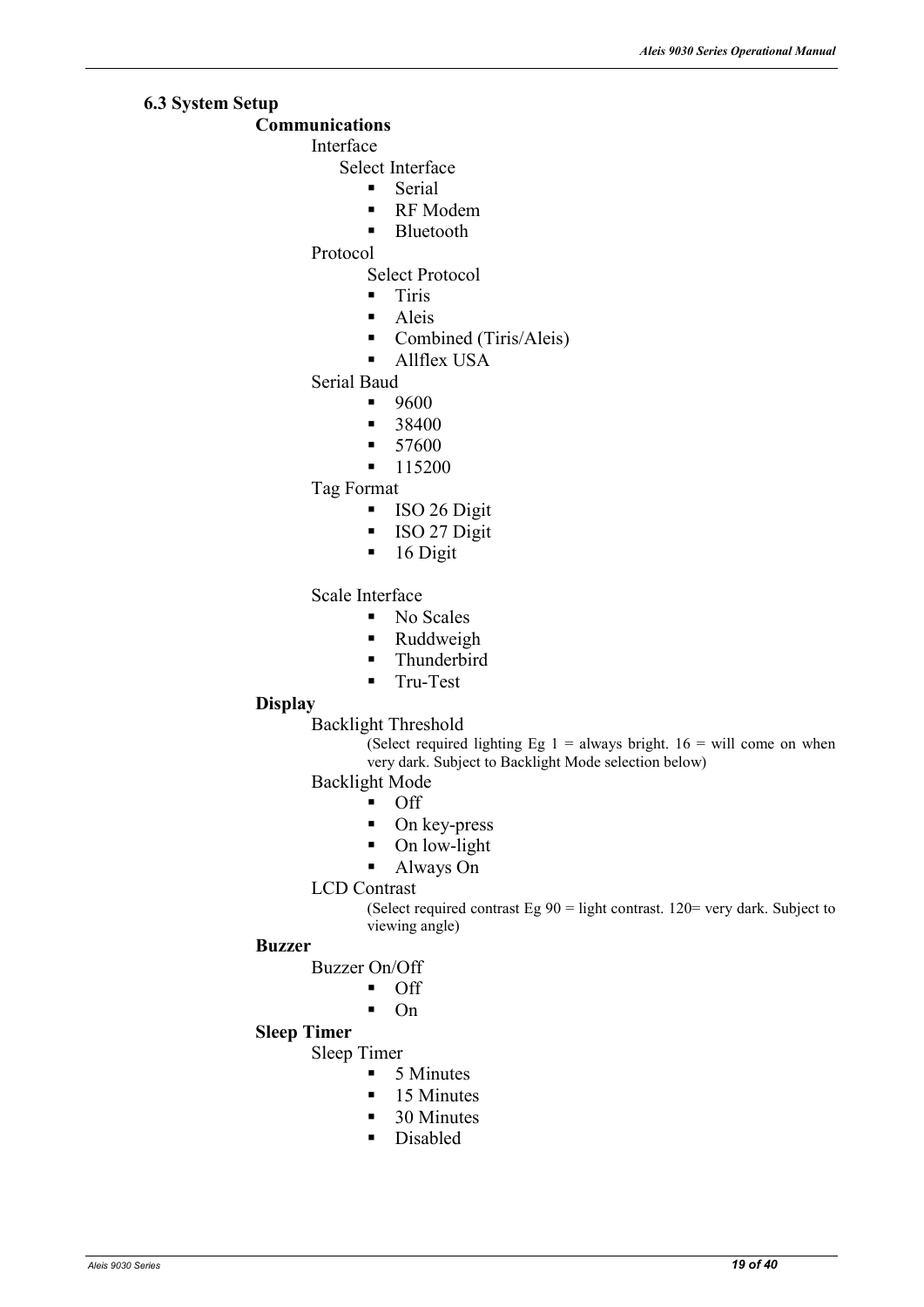## 6.3 System Setup

**Communications**

- Interface
  - Select Interface
    - Serial
    - RF Modem
    - Bluetooth
- Protocol
  - Select Protocol
    - Tiris
    - Aleis
    - Combined (Tiris/Aleis)
    - Allflex USA
- Serial Baud
  - 9600
  - 38400
  - 57600
  - 115200
- Tag Format
  - ISO 26 Digit
  - ISO 27 Digit
  - 16 Digit
- Scale Interface
  - No Scales
  - Ruddweigh
  - Thunderbird
  - Tru-Test

**Display**

- Backlight Threshold
  - (Select required lighting Eg 1 = always bright. 16 = will come on when very dark. Subject to Backlight Mode selection below)
- Backlight Mode
  - Off
  - On key-press
  - On low-light
  - Always On
- LCD Contrast
  - (Select required contrast Eg 90 = light contrast. 120= very dark. Subject to viewing angle)

**Buzzer**

- Buzzer On/Off
  - Off
  - On

**Sleep Timer**

- Sleep Timer
  - 5 Minutes
  - 15 Minutes
  - 30 Minutes
  - Disabled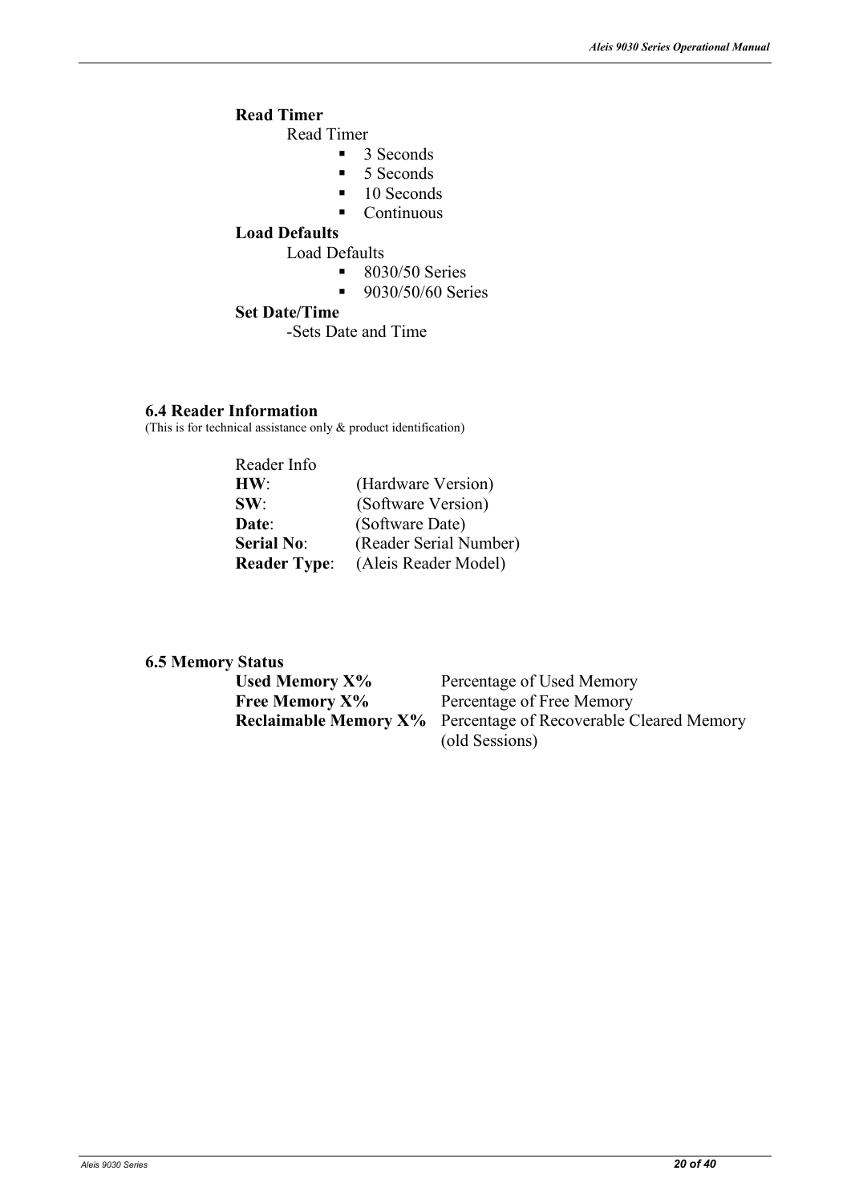**Read Timer**

Read Timer

- 3 Seconds
- 5 Seconds
- 10 Seconds
- Continuous

**Load Defaults**

Load Defaults

- 8030/50 Series
- 9030/50/60 Series

**Set Date/Time**

-Sets Date and Time

### 6.4 Reader Information

(This is for technical assistance only & product identification)

Reader Info

| | |
|---|---|
| **HW**: | (Hardware Version) |
| **SW**: | (Software Version) |
| **Date**: | (Software Date) |
| **Serial No**: | (Reader Serial Number) |
| **Reader Type**: | (Aleis Reader Model) |

### 6.5 Memory Status

| | |
|---|---|
| **Used Memory X%** | Percentage of Used Memory |
| **Free Memory X%** | Percentage of Free Memory |
| **Reclaimable Memory X%** | Percentage of Recoverable Cleared Memory (old Sessions) |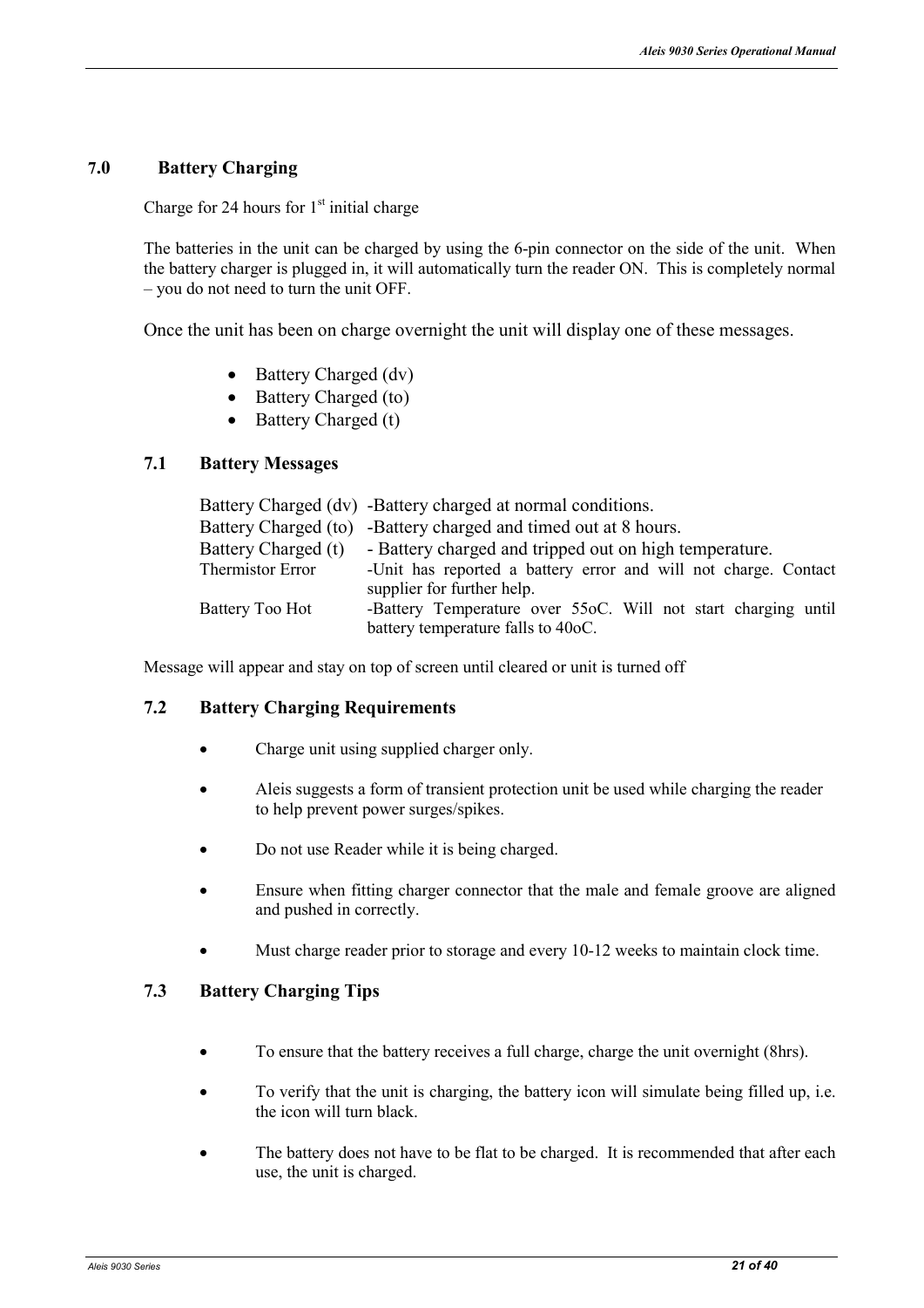## 7.0 Battery Charging

Charge for 24 hours for 1st initial charge

The batteries in the unit can be charged by using the 6-pin connector on the side of the unit. When the battery charger is plugged in, it will automatically turn the reader ON. This is completely normal – you do not need to turn the unit OFF.

Once the unit has been on charge overnight the unit will display one of these messages.

- Battery Charged (dv)
- Battery Charged (to)
- Battery Charged (t)

### 7.1 Battery Messages

| | |
|---|---|
| Battery Charged (dv) | -Battery charged at normal conditions. |
| Battery Charged (to) | -Battery charged and timed out at 8 hours. |
| Battery Charged (t) | - Battery charged and tripped out on high temperature. |
| Thermistor Error | -Unit has reported a battery error and will not charge. Contact supplier for further help. |
| Battery Too Hot | -Battery Temperature over 55oC. Will not start charging until battery temperature falls to 40oC. |

Message will appear and stay on top of screen until cleared or unit is turned off

### 7.2 Battery Charging Requirements

- Charge unit using supplied charger only.
- Aleis suggests a form of transient protection unit be used while charging the reader to help prevent power surges/spikes.
- Do not use Reader while it is being charged.
- Ensure when fitting charger connector that the male and female groove are aligned and pushed in correctly.
- Must charge reader prior to storage and every 10-12 weeks to maintain clock time.

### 7.3 Battery Charging Tips

- To ensure that the battery receives a full charge, charge the unit overnight (8hrs).
- To verify that the unit is charging, the battery icon will simulate being filled up, i.e. the icon will turn black.
- The battery does not have to be flat to be charged. It is recommended that after each use, the unit is charged.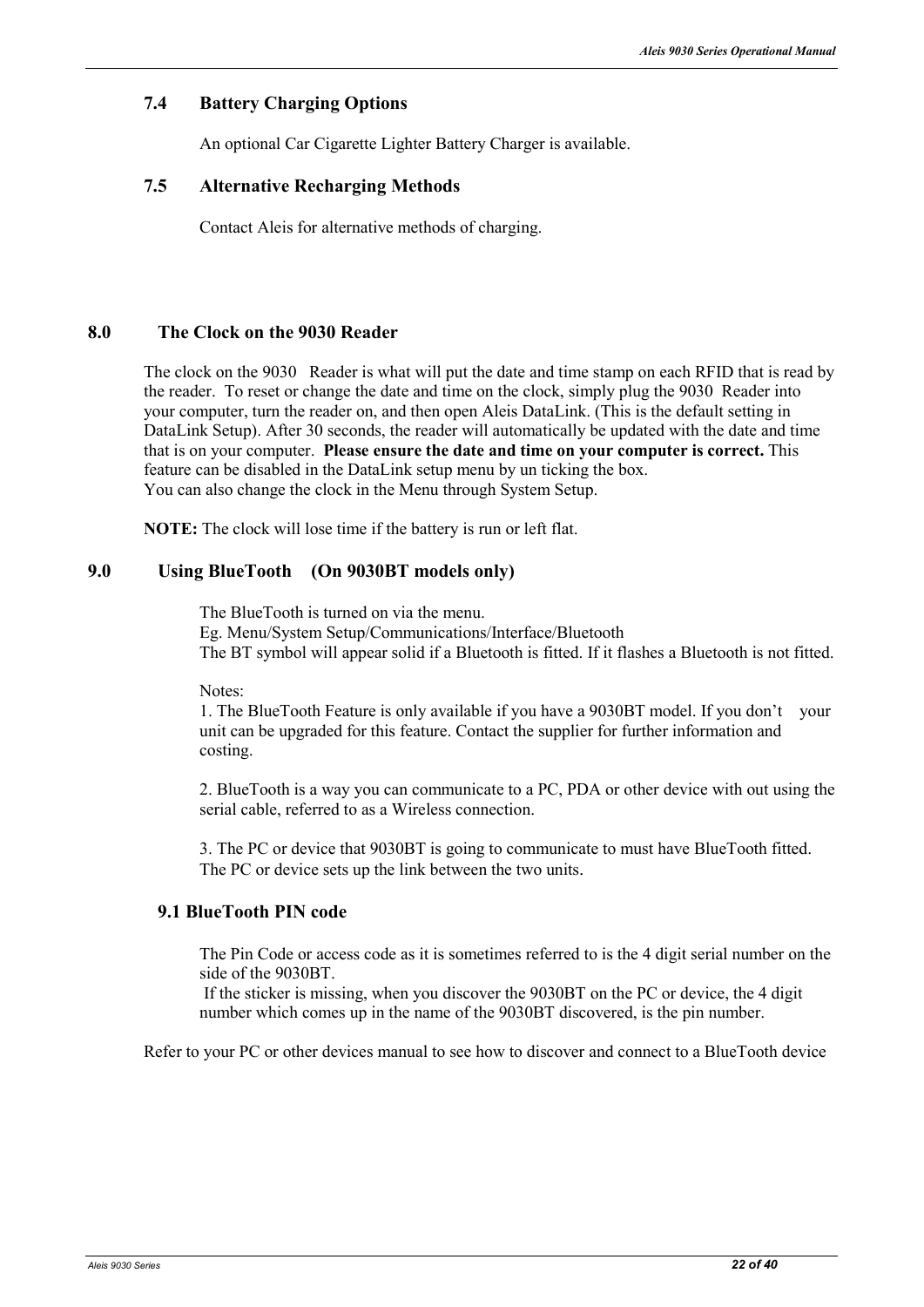## 7.4 Battery Charging Options

An optional Car Cigarette Lighter Battery Charger is available.

## 7.5 Alternative Recharging Methods

Contact Aleis for alternative methods of charging.

# 8.0 The Clock on the 9030 Reader

The clock on the 9030 Reader is what will put the date and time stamp on each RFID that is read by the reader. To reset or change the date and time on the clock, simply plug the 9030 Reader into your computer, turn the reader on, and then open Aleis DataLink. (This is the default setting in DataLink Setup). After 30 seconds, the reader will automatically be updated with the date and time that is on your computer. **Please ensure the date and time on your computer is correct.** This feature can be disabled in the DataLink setup menu by un ticking the box.
You can also change the clock in the Menu through System Setup.

**NOTE:** The clock will lose time if the battery is run or left flat.

# 9.0 Using BlueTooth (On 9030BT models only)

The BlueTooth is turned on via the menu.
Eg. Menu/System Setup/Communications/Interface/Bluetooth
The BT symbol will appear solid if a Bluetooth is fitted. If it flashes a Bluetooth is not fitted.

Notes:
1. The BlueTooth Feature is only available if you have a 9030BT model. If you don't your unit can be upgraded for this feature. Contact the supplier for further information and costing.

2. BlueTooth is a way you can communicate to a PC, PDA or other device with out using the serial cable, referred to as a Wireless connection.

3. The PC or device that 9030BT is going to communicate to must have BlueTooth fitted. The PC or device sets up the link between the two units.

## 9.1 BlueTooth PIN code

The Pin Code or access code as it is sometimes referred to is the 4 digit serial number on the side of the 9030BT.
If the sticker is missing, when you discover the 9030BT on the PC or device, the 4 digit number which comes up in the name of the 9030BT discovered, is the pin number.

Refer to your PC or other devices manual to see how to discover and connect to a BlueTooth device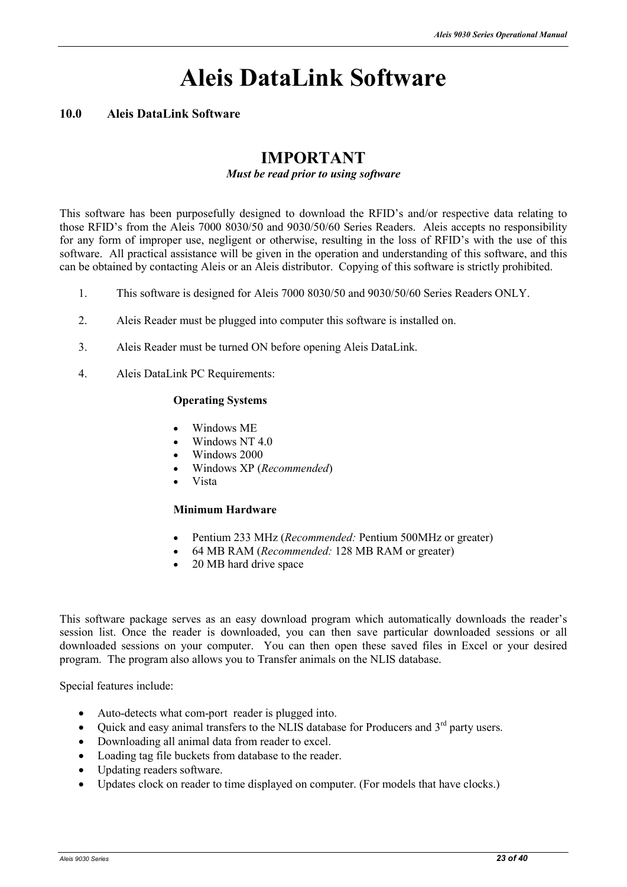# Aleis DataLink Software

## 10.0 Aleis DataLink Software

### IMPORTANT

***Must be read prior to using software***

This software has been purposefully designed to download the RFID's and/or respective data relating to those RFID's from the Aleis 7000 8030/50 and 9030/50/60 Series Readers. Aleis accepts no responsibility for any form of improper use, negligent or otherwise, resulting in the loss of RFID's with the use of this software. All practical assistance will be given in the operation and understanding of this software, and this can be obtained by contacting Aleis or an Aleis distributor. Copying of this software is strictly prohibited.

1. This software is designed for Aleis 7000 8030/50 and 9030/50/60 Series Readers ONLY.

2. Aleis Reader must be plugged into computer this software is installed on.

3. Aleis Reader must be turned ON before opening Aleis DataLink.

4. Aleis DataLink PC Requirements:

   **Operating Systems**

   - Windows ME
   - Windows NT 4.0
   - Windows 2000
   - Windows XP (*Recommended*)
   - Vista

   **Minimum Hardware**

   - Pentium 233 MHz (*Recommended:* Pentium 500MHz or greater)
   - 64 MB RAM (*Recommended:* 128 MB RAM or greater)
   - 20 MB hard drive space

This software package serves as an easy download program which automatically downloads the reader's session list. Once the reader is downloaded, you can then save particular downloaded sessions or all downloaded sessions on your computer. You can then open these saved files in Excel or your desired program. The program also allows you to Transfer animals on the NLIS database.

Special features include:

- Auto-detects what com-port reader is plugged into.
- Quick and easy animal transfers to the NLIS database for Producers and 3rd party users.
- Downloading all animal data from reader to excel.
- Loading tag file buckets from database to the reader.
- Updating readers software.
- Updates clock on reader to time displayed on computer. (For models that have clocks.)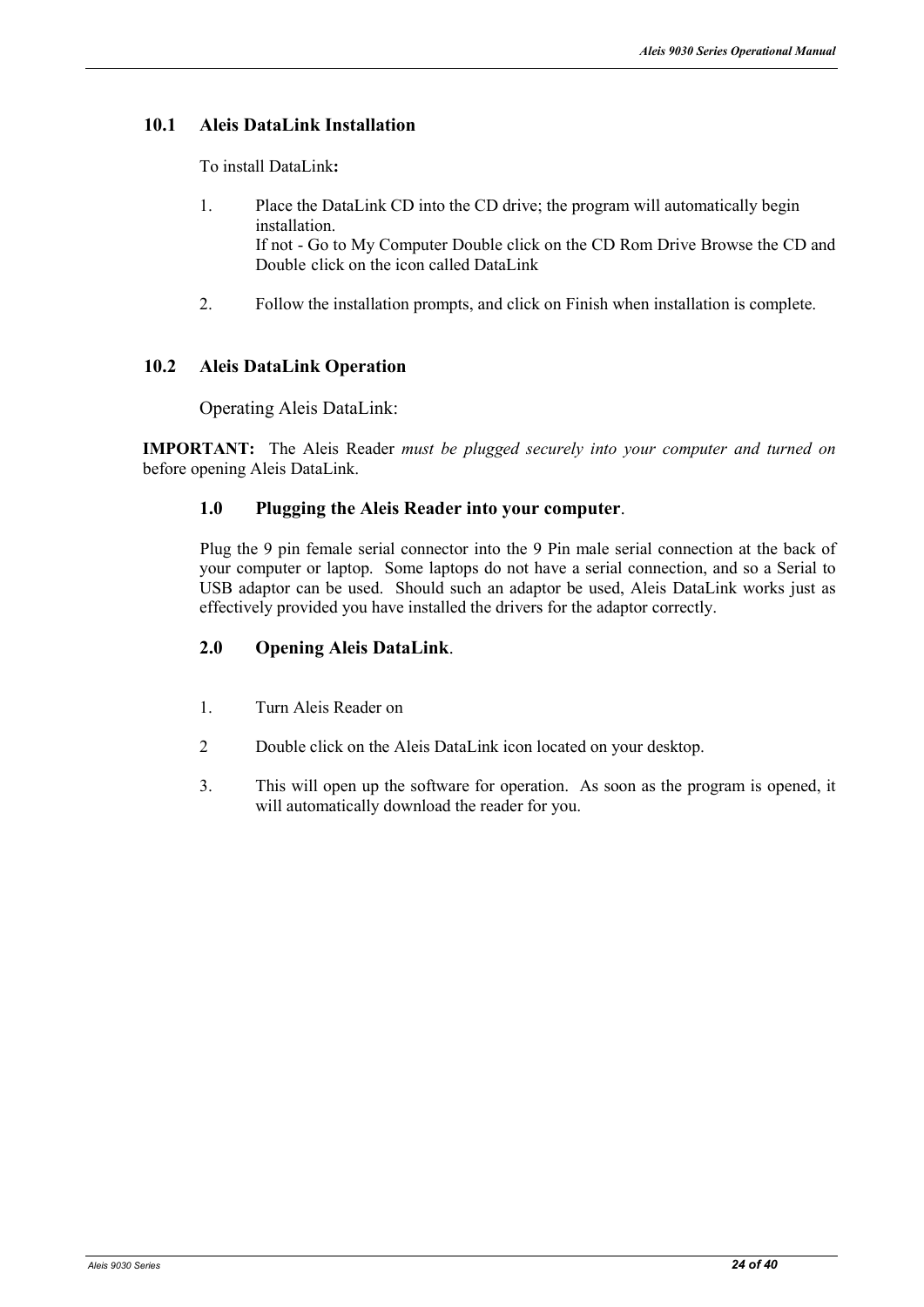## 10.1 Aleis DataLink Installation

To install DataLink**:**

1. Place the DataLink CD into the CD drive; the program will automatically begin installation.
   If not - Go to My Computer Double click on the CD Rom Drive Browse the CD and Double click on the icon called DataLink

2. Follow the installation prompts, and click on Finish when installation is complete.

## 10.2 Aleis DataLink Operation

Operating Aleis DataLink:

**IMPORTANT:** The Aleis Reader *must be plugged securely into your computer and turned on* before opening Aleis DataLink.

### 1.0 Plugging the Aleis Reader into your computer.

Plug the 9 pin female serial connector into the 9 Pin male serial connection at the back of your computer or laptop. Some laptops do not have a serial connection, and so a Serial to USB adaptor can be used. Should such an adaptor be used, Aleis DataLink works just as effectively provided you have installed the drivers for the adaptor correctly.

### 2.0 Opening Aleis DataLink.

1. Turn Aleis Reader on

2 Double click on the Aleis DataLink icon located on your desktop.

3. This will open up the software for operation. As soon as the program is opened, it will automatically download the reader for you.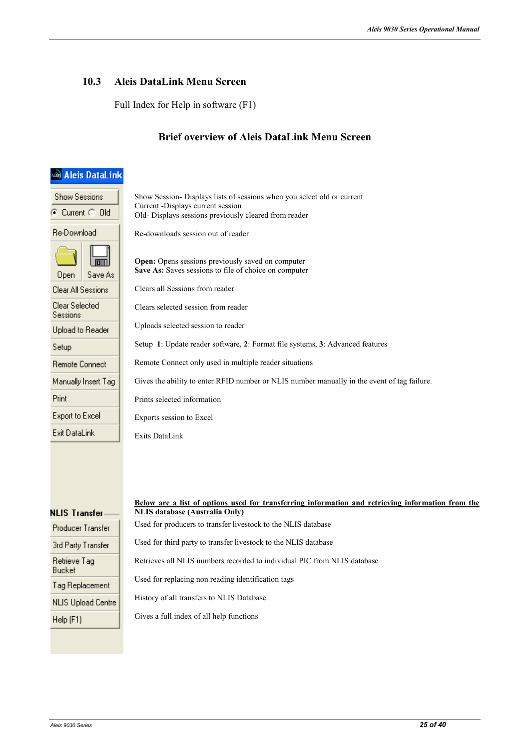## 10.3 Aleis DataLink Menu Screen

Full Index for Help in software (F1)

### Brief overview of Aleis DataLink Menu Screen

| Aleis DataLink | |
|---|---|
| Show Sessions / Current / Old | Show Session- Displays lists of sessions when you select old or current<br>Current -Displays current session<br>Old- Displays sessions previously cleared from reader |
| Re-Download | Re-downloads session out of reader |
| Open / Save As | **Open:** Opens sessions previously saved on computer<br>**Save As:** Saves sessions to file of choice on computer |
| Clear All Sessions | Clears all Sessions from reader |
| Clear Selected Sessions | Clears selected session from reader |
| Upload to Reader | Uploads selected session to reader |
| Setup | Setup **1**: Update reader software, **2**: Format file systems, **3**: Advanced features |
| Remote Connect | Remote Connect only used in multiple reader situations |
| Manually Insert Tag | Gives the ability to enter RFID number or NLIS number manually in the event of tag failure. |
| Print | Prints selected information |
| Export to Excel | Exports session to Excel |
| Exit DataLink | Exits DataLink |

**Below are a list of options used for transferring information and retrieving information from the NLIS database (Australia Only)**

| NLIS Transfer | |
|---|---|
| Producer Transfer | Used for producers to transfer livestock to the NLIS database |
| 3rd Party Transfer | Used for third party to transfer livestock to the NLIS database |
| Retrieve Tag Bucket | Retrieves all NLIS numbers recorded to individual PIC from NLIS database |
| Tag Replacement | Used for replacing non reading identification tags |
| NLIS Upload Centre | History of all transfers to NLIS Database |
| Help (F1) | Gives a full index of all help functions |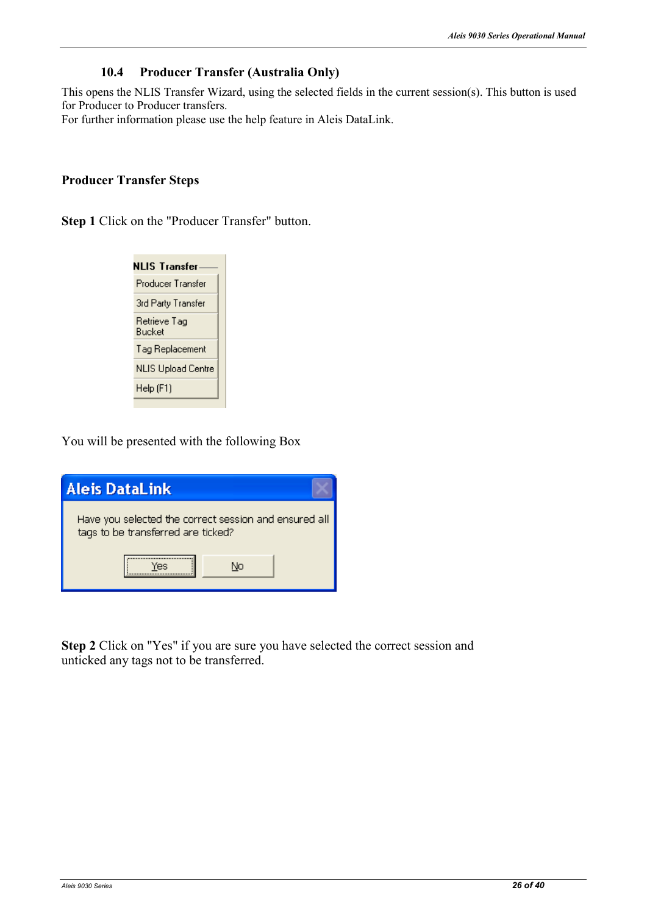### 10.4 Producer Transfer (Australia Only)

This opens the NLIS Transfer Wizard, using the selected fields in the current session(s). This button is used for Producer to Producer transfers.
For further information please use the help feature in Aleis DataLink.

**Producer Transfer Steps**

**Step 1** Click on the "Producer Transfer" button.

NLIS Transfer
- Producer Transfer
- 3rd Party Transfer
- Retrieve Tag Bucket
- Tag Replacement
- NLIS Upload Centre
- Help (F1)

You will be presented with the following Box

**Aleis DataLink**

Have you selected the correct session and ensured all tags to be transferred are ticked?

Yes | No

**Step 2** Click on "Yes" if you are sure you have selected the correct session and unticked any tags not to be transferred.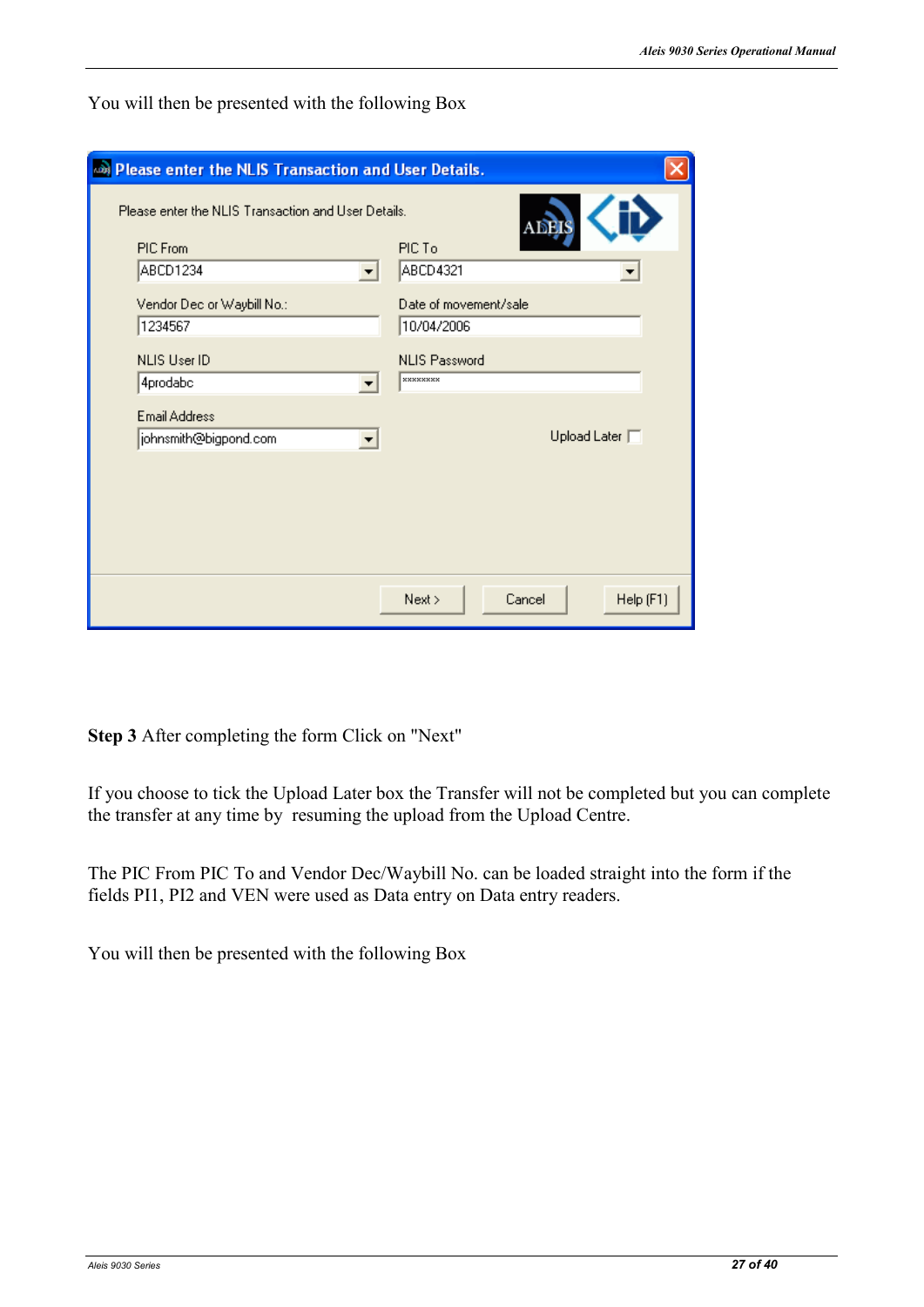You will then be presented with the following Box

Please enter the NLIS Transaction and User Details.

Please enter the NLIS Transaction and User Details.

PIC From
ABCD1234

PIC To
ABCD4321

Vendor Dec or Waybill No.:
1234567

Date of movement/sale
10/04/2006

NLIS User ID
4prodabc

NLIS Password
********

Email Address
johnsmith@bigpond.com

Upload Later

Next > | Cancel | Help (F1)

**Step 3** After completing the form Click on "Next"

If you choose to tick the Upload Later box the Transfer will not be completed but you can complete the transfer at any time by resuming the upload from the Upload Centre.

The PIC From PIC To and Vendor Dec/Waybill No. can be loaded straight into the form if the fields PI1, PI2 and VEN were used as Data entry on Data entry readers.

You will then be presented with the following Box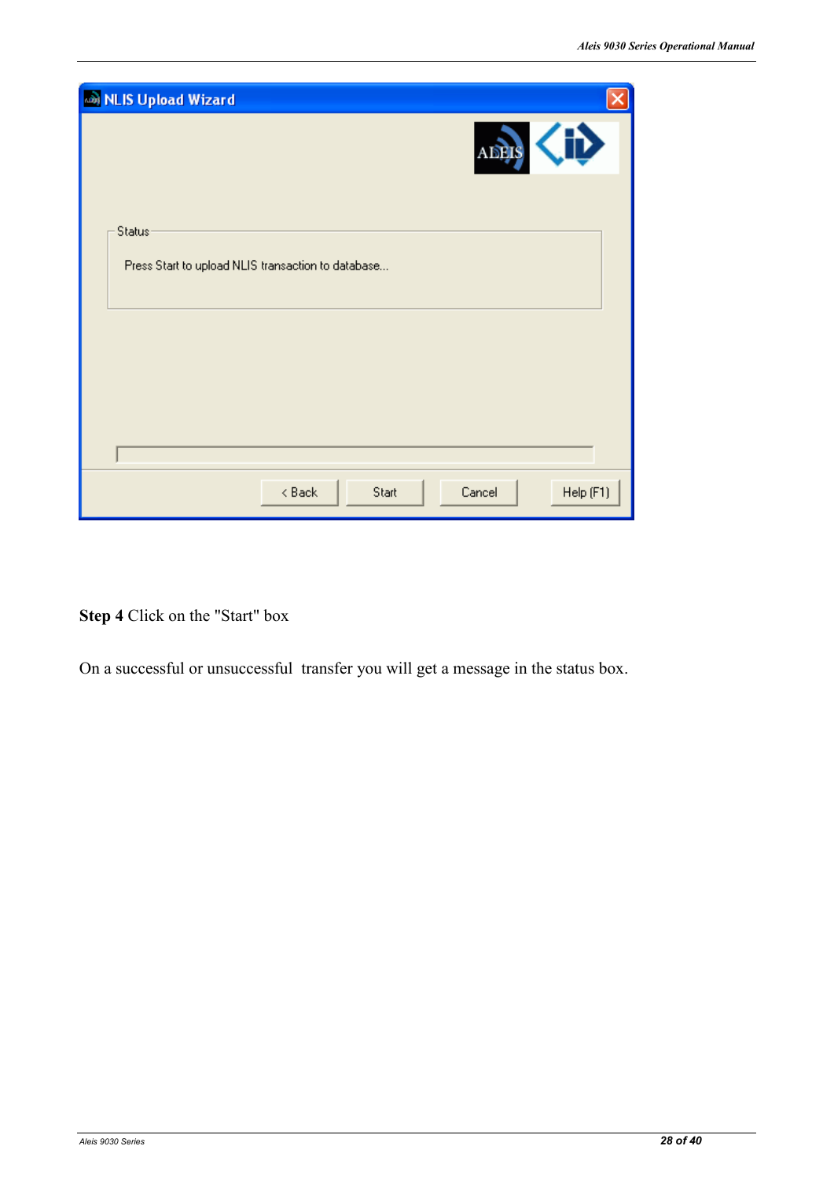**Step 4** Click on the "Start" box

On a successful or unsuccessful  transfer you will get a message in the status box.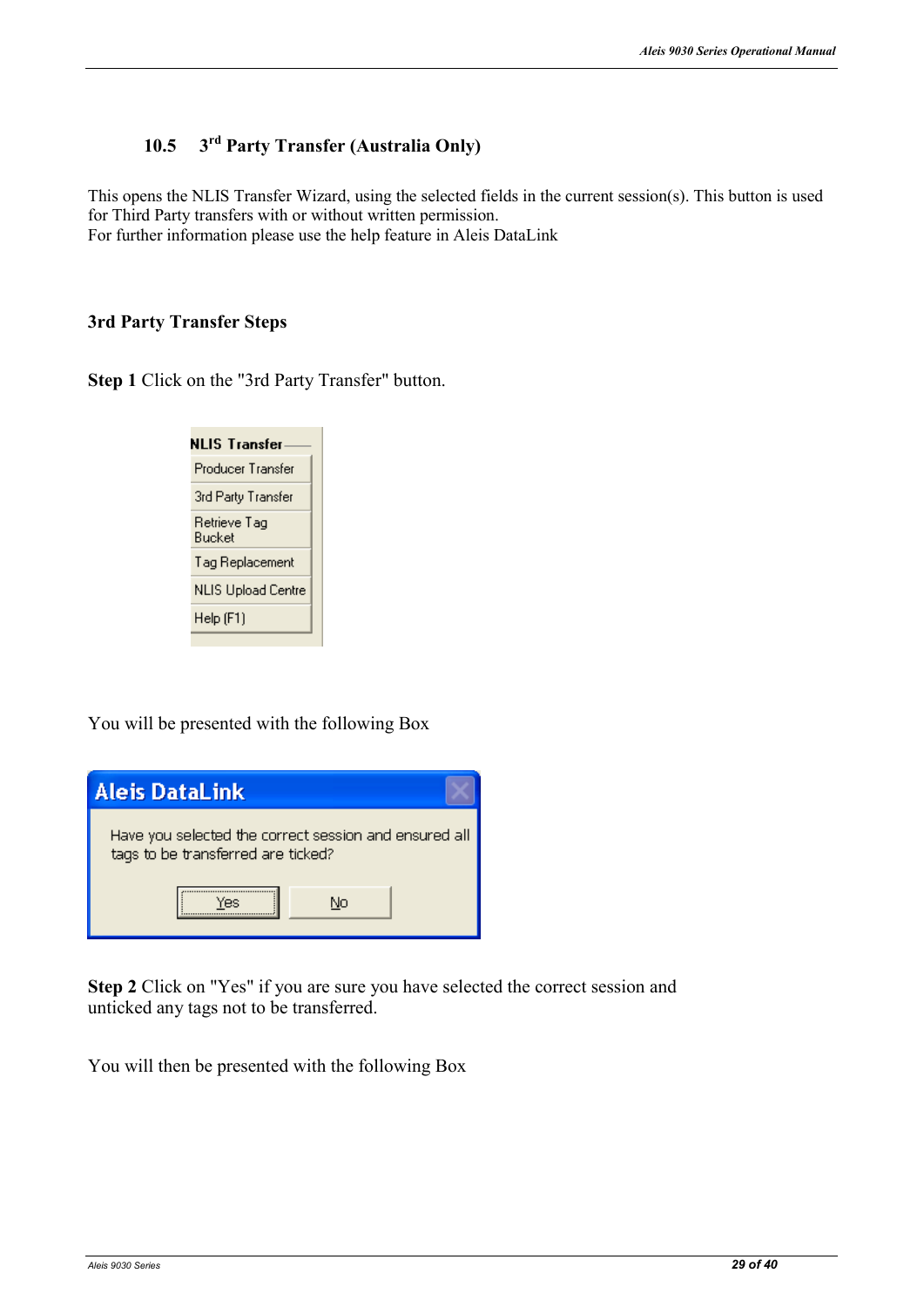## 10.5 3rd Party Transfer (Australia Only)

This opens the NLIS Transfer Wizard, using the selected fields in the current session(s). This button is used for Third Party transfers with or without written permission.
For further information please use the help feature in Aleis DataLink

**3rd Party Transfer Steps**

**Step 1** Click on the "3rd Party Transfer" button.

You will be presented with the following Box

**Step 2** Click on "Yes" if you are sure you have selected the correct session and unticked any tags not to be transferred.

You will then be presented with the following Box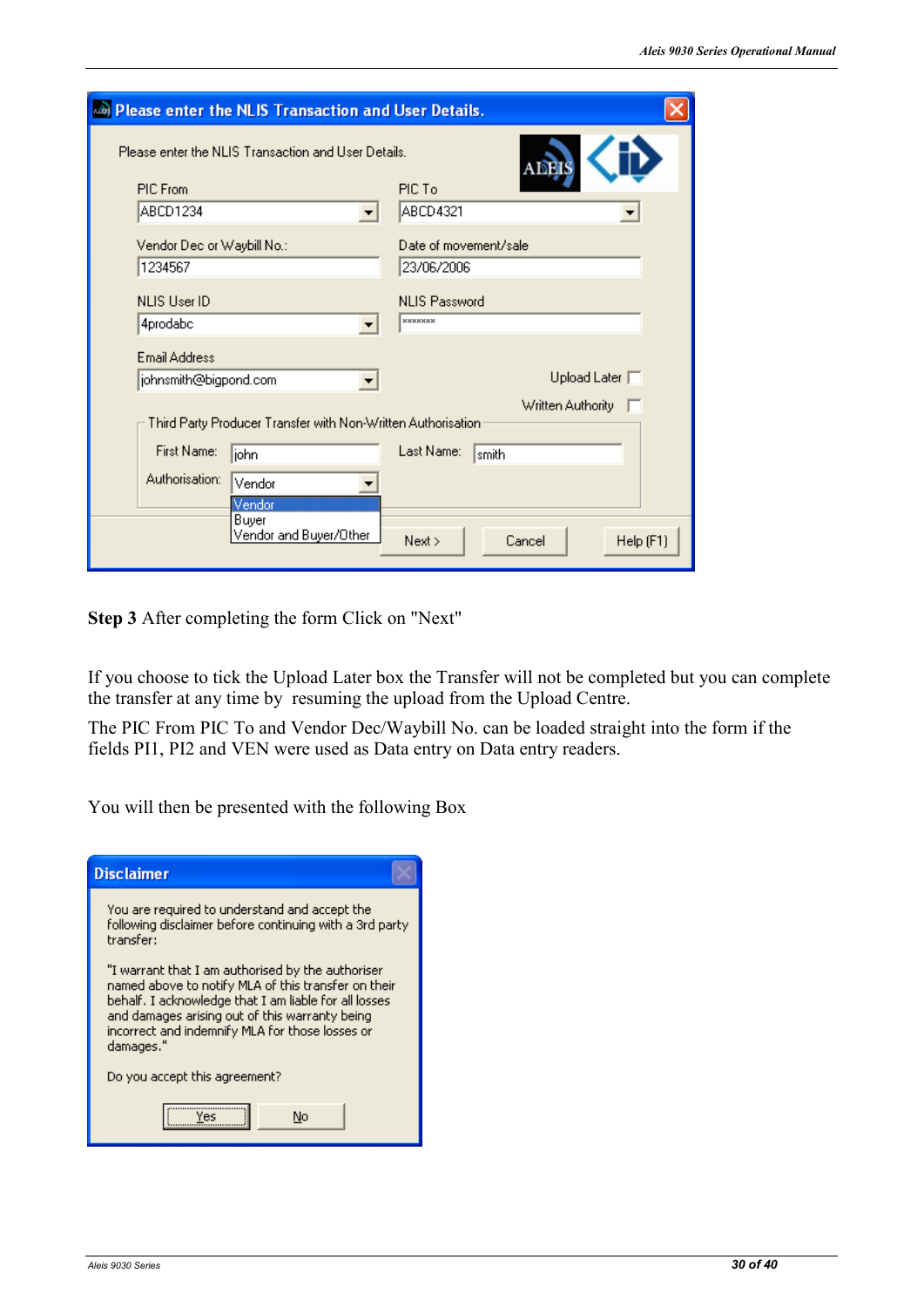**Step 3** After completing the form Click on "Next"

If you choose to tick the Upload Later box the Transfer will not be completed but you can complete the transfer at any time by resuming the upload from the Upload Centre.

The PIC From PIC To and Vendor Dec/Waybill No. can be loaded straight into the form if the fields PI1, PI2 and VEN were used as Data entry on Data entry readers.

You will then be presented with the following Box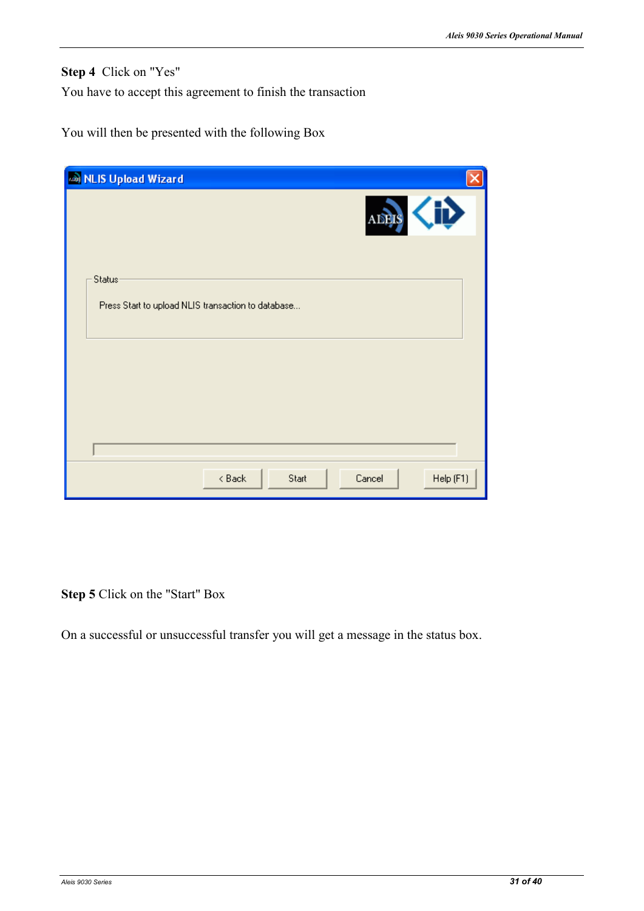**Step 4** Click on "Yes"

You have to accept this agreement to finish the transaction

You will then be presented with the following Box

**Step 5** Click on the "Start" Box

On a successful or unsuccessful transfer you will get a message in the status box.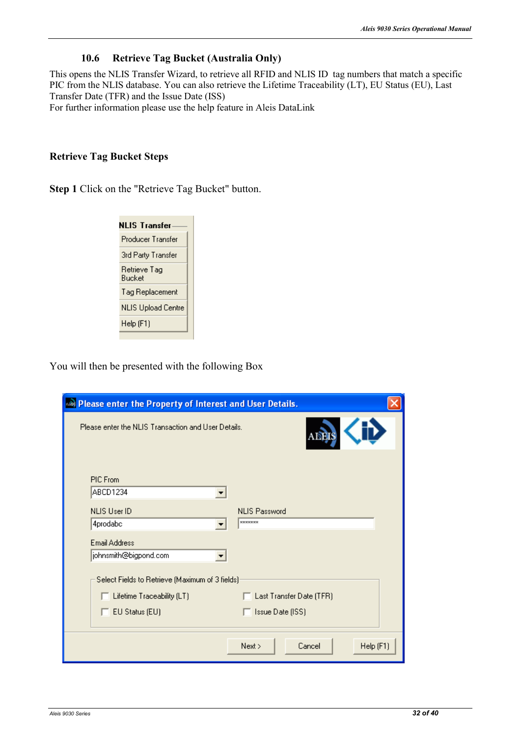## 10.6 Retrieve Tag Bucket (Australia Only)

This opens the NLIS Transfer Wizard, to retrieve all RFID and NLIS ID tag numbers that match a specific PIC from the NLIS database. You can also retrieve the Lifetime Traceability (LT), EU Status (EU), Last Transfer Date (TFR) and the Issue Date (ISS)

For further information please use the help feature in Aleis DataLink

### Retrieve Tag Bucket Steps

**Step 1** Click on the "Retrieve Tag Bucket" button.

**NLIS Transfer**

- Producer Transfer
- 3rd Party Transfer
- Retrieve Tag Bucket
- Tag Replacement
- NLIS Upload Centre
- Help (F1)

You will then be presented with the following Box

**Please enter the Property of Interest and User Details.**

Please enter the NLIS Transaction and User Details.

PIC From: ABCD1234

NLIS User ID: 4prodabc

NLIS Password: *******

Email Address: johnsmith@bigpond.com

Select Fields to Retrieve (Maximum of 3 fields)

- Lifetime Traceability (LT)
- Last Transfer Date (TFR)
- EU Status (EU)
- Issue Date (ISS)

Next > | Cancel | Help (F1)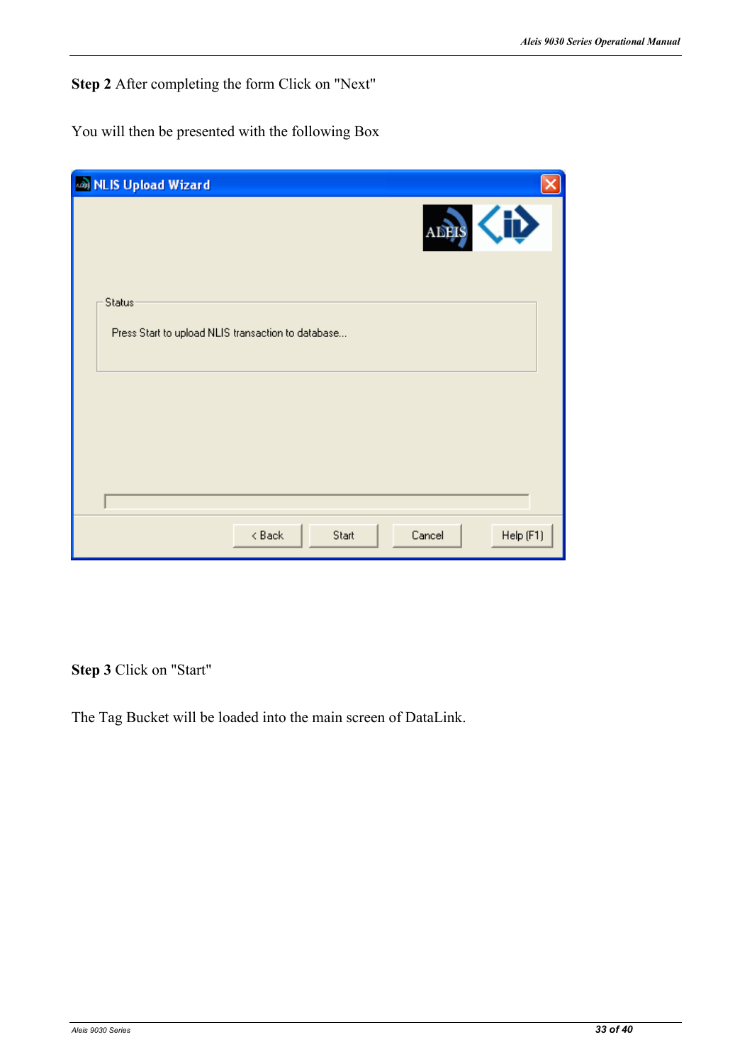**Step 2** After completing the form Click on "Next"

You will then be presented with the following Box

NLIS Upload Wizard

Status

Press Start to upload NLIS transaction to database...

< Back | Start | Cancel | Help (F1)

**Step 3** Click on "Start"

The Tag Bucket will be loaded into the main screen of DataLink.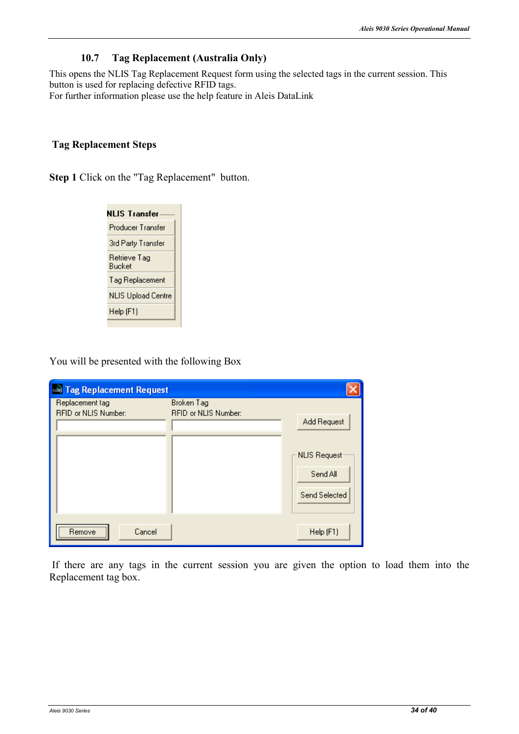## 10.7 Tag Replacement (Australia Only)

This opens the NLIS Tag Replacement Request form using the selected tags in the current session. This button is used for replacing defective RFID tags.
For further information please use the help feature in Aleis DataLink

### Tag Replacement Steps

**Step 1** Click on the "Tag Replacement" button.

NLIS Transfer
- Producer Transfer
- 3rd Party Transfer
- Retrieve Tag Bucket
- Tag Replacement
- NLIS Upload Centre
- Help (F1)

You will be presented with the following Box

Tag Replacement Request

Replacement tag RFID or NLIS Number: | Broken Tag RFID or NLIS Number: | Add Request

NLIS Request: Send All | Send Selected

Remove | Cancel | Help (F1)

If there are any tags in the current session you are given the option to load them into the Replacement tag box.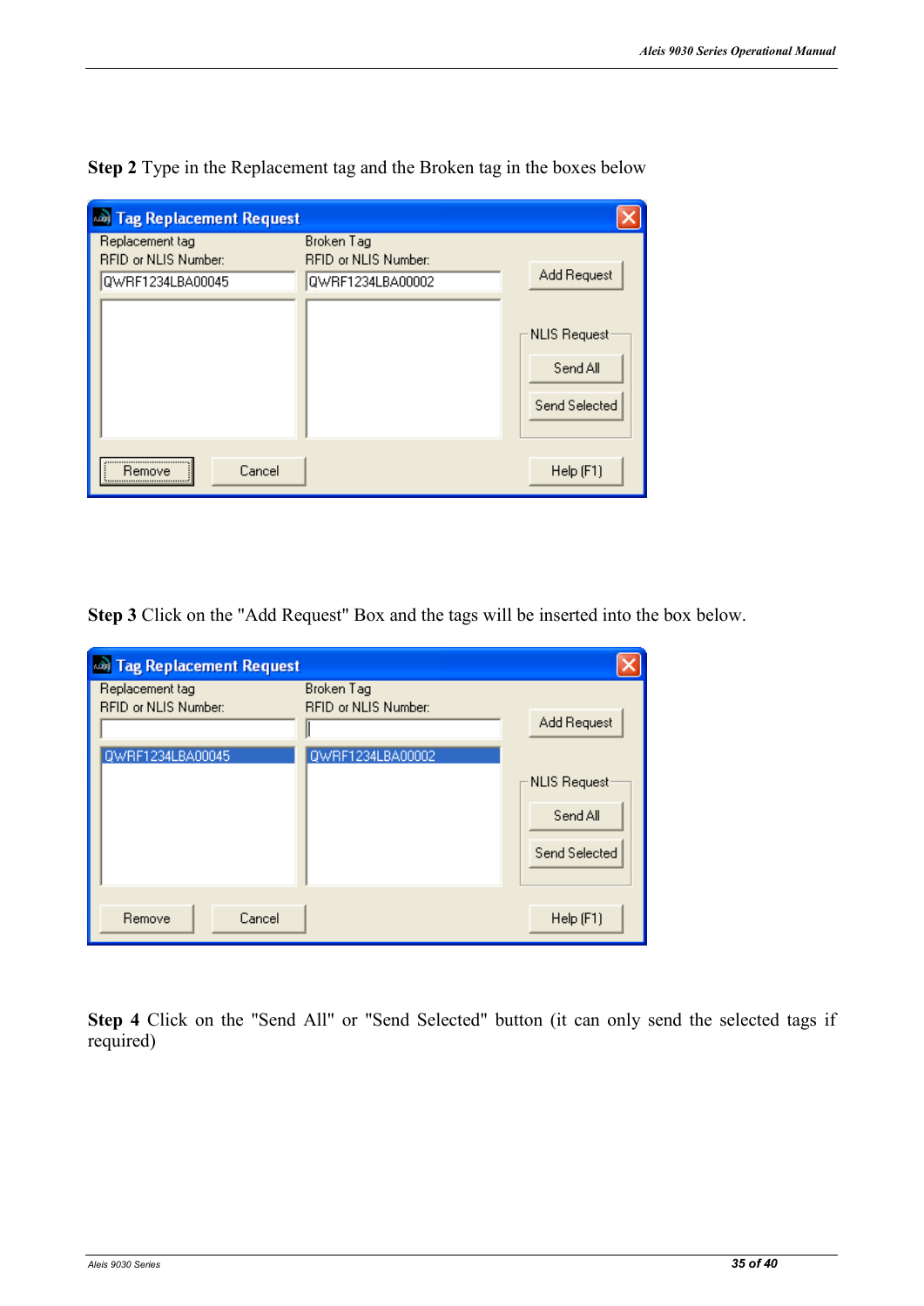**Step 2** Type in the Replacement tag and the Broken tag in the boxes below

**Step 3** Click on the "Add Request" Box and the tags will be inserted into the box below.

**Step 4** Click on the "Send All" or "Send Selected" button (it can only send the selected tags if required)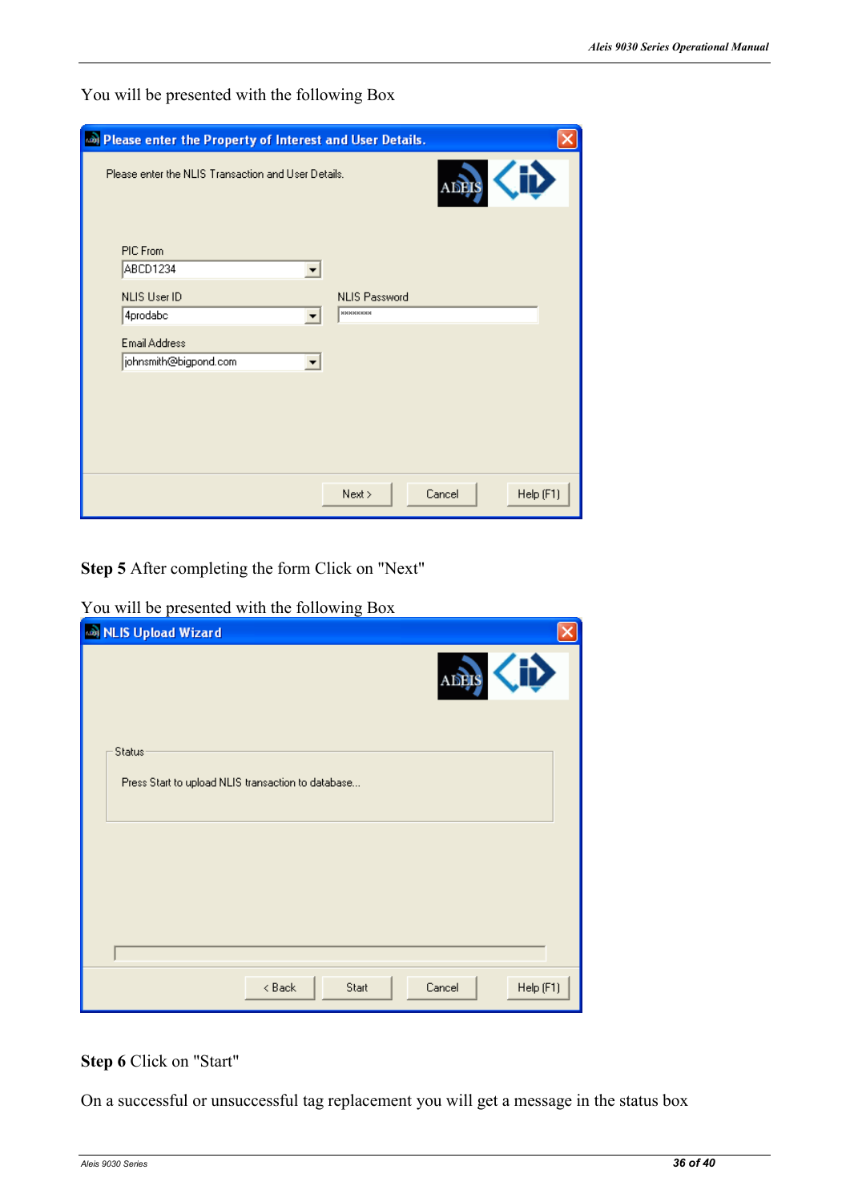You will be presented with the following Box

**Step 5** After completing the form Click on "Next"

You will be presented with the following Box

**Step 6** Click on "Start"

On a successful or unsuccessful tag replacement you will get a message in the status box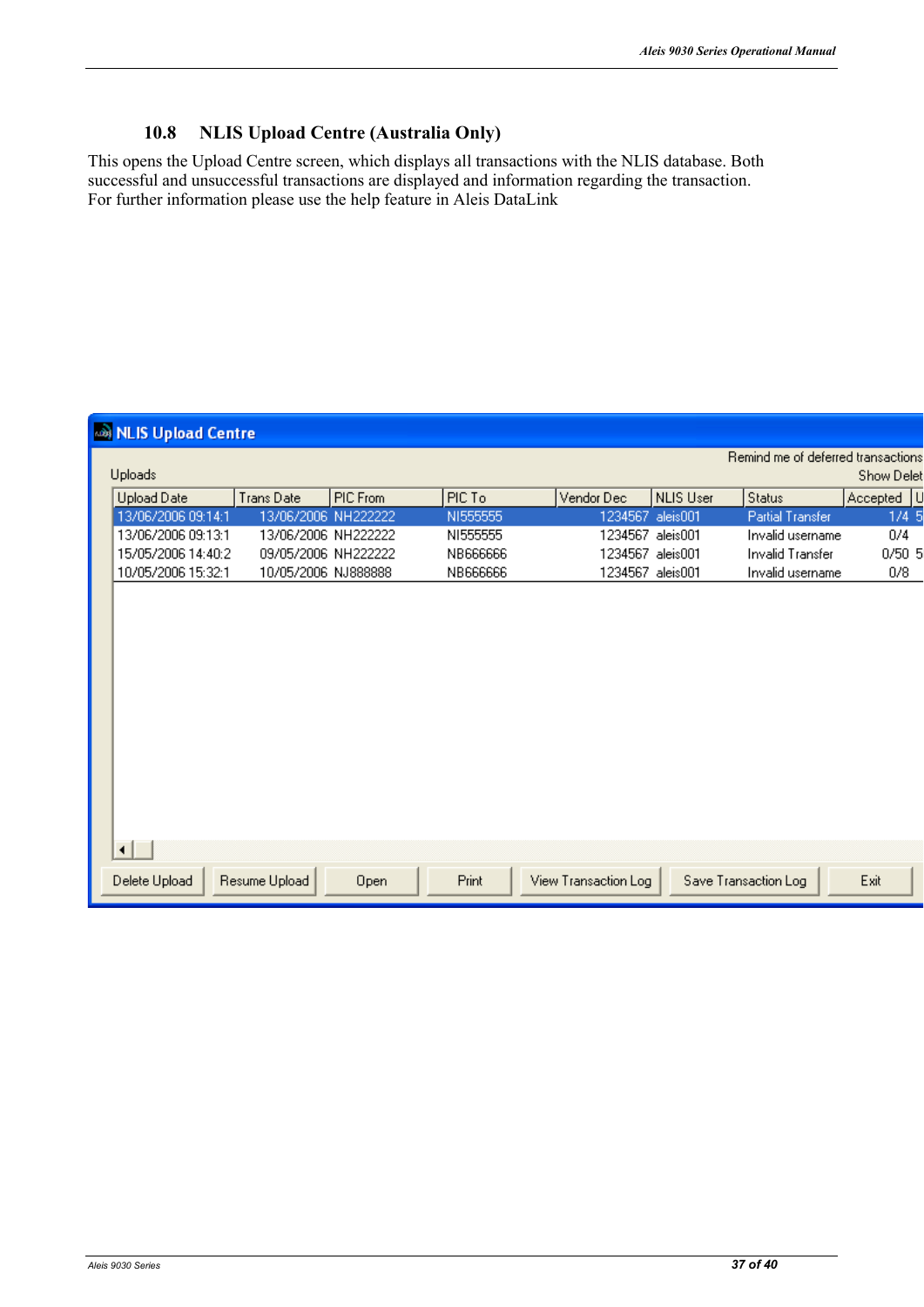## 10.8 NLIS Upload Centre (Australia Only)

This opens the Upload Centre screen, which displays all transactions with the NLIS database. Both successful and unsuccessful transactions are displayed and information regarding the transaction. For further information please use the help feature in Aleis DataLink

NLIS Upload Centre

Remind me of deferred transactions

Uploads

Show Delet

| Upload Date | Trans Date | PIC From | PIC To | Vendor Dec | NLIS User | Status | Accepted | U |
|---|---|---|---|---|---|---|---|---|
| 13/06/2006 09:14:1 | 13/06/2006 | NH222222 | NI555555 | 1234567 | aleis001 | Partial Transfer | 1/4 | 5 |
| 13/06/2006 09:13:1 | 13/06/2006 | NH222222 | NI555555 | 1234567 | aleis001 | Invalid username | 0/4 | |
| 15/05/2006 14:40:2 | 09/05/2006 | NH222222 | NB666666 | 1234567 | aleis001 | Invalid Transfer | 0/50 | 5 |
| 10/05/2006 15:32:1 | 10/05/2006 | NJ888888 | NB666666 | 1234567 | aleis001 | Invalid username | 0/8 | |

Delete Upload | Resume Upload | Open | Print | View Transaction Log | Save Transaction Log | Exit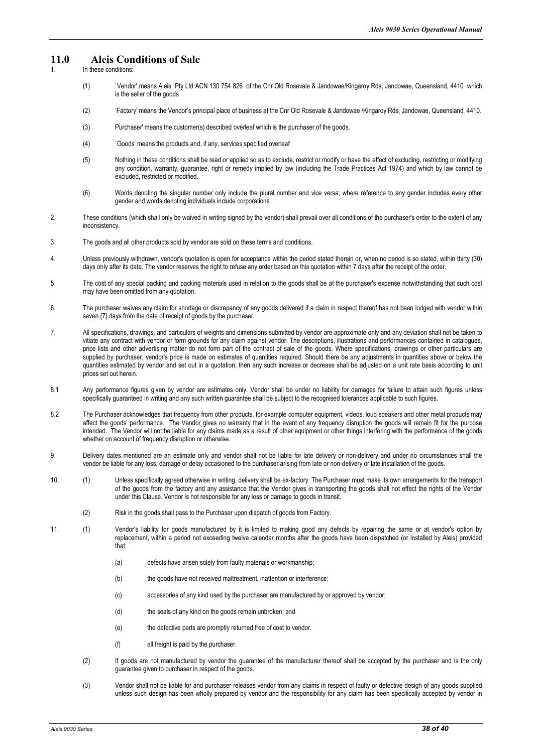# 11.0 Aleis Conditions of Sale

1. In these conditions:

   (1) `Vendor' means Aleis Pty Ltd ACN 130 754 826 of the Cnr Old Rosevale & Jandowae/Kingaroy Rds, Jandowae, Queensland, 4410 which is the seller of the goods

   (2) 'Factory' means the Vendor's principal place of business at the Cnr Old Rosevale & Jandowae /Kingaroy Rds, Jandowae, Queensland 4410.

   (3) Purchaser' means the customer(s) described overleaf which is the purchaser of the goods.

   (4) `Goods' means the products and, if any, services specified overleaf

   (5) Nothing in these conditions shall be read or applied so as to exclude, restrict or modify or have the effect of excluding, restricting or modifying any condition, warranty, guarantee, right or remedy implied by law (including the Trade Practices Act 1974) and which by law cannot be excluded, restricted or modified.

   (6) Words denoting the singular number only include the plural number and vice versa; where reference to any gender includes every other gender and words denoting individuals include corporations

2. These conditions (which shall only be waived in writing signed by the vendor) shall prevail over all conditions of the purchaser's order to the extent of any inconsistency.

3. The goods and all other products sold by vendor are sold on these terms and conditions.

4. Unless previously withdrawn, vendor's quotation is open for acceptance within the period stated therein or, when no period is so stated, within thirty (30) days only after its date. The vendor reserves the right to refuse any order based on this quotation within 7 days after the receipt of the order.

5. The cost of any special packing and packing materials used in relation to the goods shall be at the purchaser's expense notwithstanding that such cost may have been omitted from any quotation.

6. The purchaser waives any claim for shortage or discrepancy of any goods delivered if a claim in respect thereof has not been lodged with vendor within seven (7) days from the date of receipt of goods by the purchaser.

7. All specifications, drawings, and particulars of weights and dimensions submitted by vendor are approximate only and any deviation shall not be taken to vitiate any contract with vendor or form grounds for any claim against vendor. The descriptions, illustrations and performances contained in catalogues, price lists and other advertising matter do not form part of the contract of sale of the goods. Where specifications, drawings or other particulars are supplied by purchaser, vendor's price is made on estimates of quantities required. Should there be any adjustments in quantities above or below the quantities estimated by vendor and set out in a quotation, then any such increase or decrease shall be adjusted on a unit rate basis according to unit prices set out herein.

8.1 Any performance figures given by vendor are estimates only. Vendor shall be under no liability for damages for failure to attain such figures unless specifically guaranteed in writing and any such written guarantee shall be subject to the recognised tolerances applicable to such figures.

8.2 The Purchaser acknowledges that frequency from other products, for example computer equipment, videos, loud speakers and other metal products may affect the goods' performance. The Vendor gives no warranty that in the event of any frequency disruption the goods will remain fit for the purpose intended. The Vendor will not be liable for any claims made as a result of other equipment or other things interfering with the performance of the goods whether on account of frequency disruption or otherwise.

9. Delivery dates mentioned are an estimate only and vendor shall not be liable for late delivery or non-delivery and under no circumstances shall the vendor be liable for any loss, damage or delay occasioned to the purchaser arising from late or non-delivery or late installation of the goods.

10. (1) Unless specifically agreed otherwise in writing, delivery shall be ex-factory. The Purchaser must make its own arrangements for the transport of the goods from the factory and any assistance that the Vendor gives in transporting the goods shall not effect the rights of the Vendor under this Clause. Vendor is not responsible for any loss or damage to goods in transit.

    (2) Risk in the goods shall pass to the Purchaser upon dispatch of goods from Factory.

11. (1) Vendor's liability for goods manufactured by it is limited to making good any defects by repairing the same or at vendor's option by replacement, within a period not exceeding twelve calendar months after the goods have been dispatched (or installed by Aleis) provided that:

    (a) defects have arisen solely from faulty materials or workmanship;

    (b) the goods have not received maltreatment, inattention or interference;

    (c) accessories of any kind used by the purchaser are manufactured by or approved by vendor;

    (d) the seals of any kind on the goods remain unbroken; and

    (e) the defective parts are promptly returned free of cost to vendor.

    (f) all freight is paid by the purchaser.

    (2) If goods are not manufactured by vendor the guarantee of the manufacturer thereof shall be accepted by the purchaser and is the only guarantee given to purchaser in respect of the goods.

    (3) Vendor shall not be liable for and purchaser releases vendor from any claims in respect of faulty or defective design of any goods supplied unless such design has been wholly prepared by vendor and the responsibility for any claim has been specifically accepted by vendor in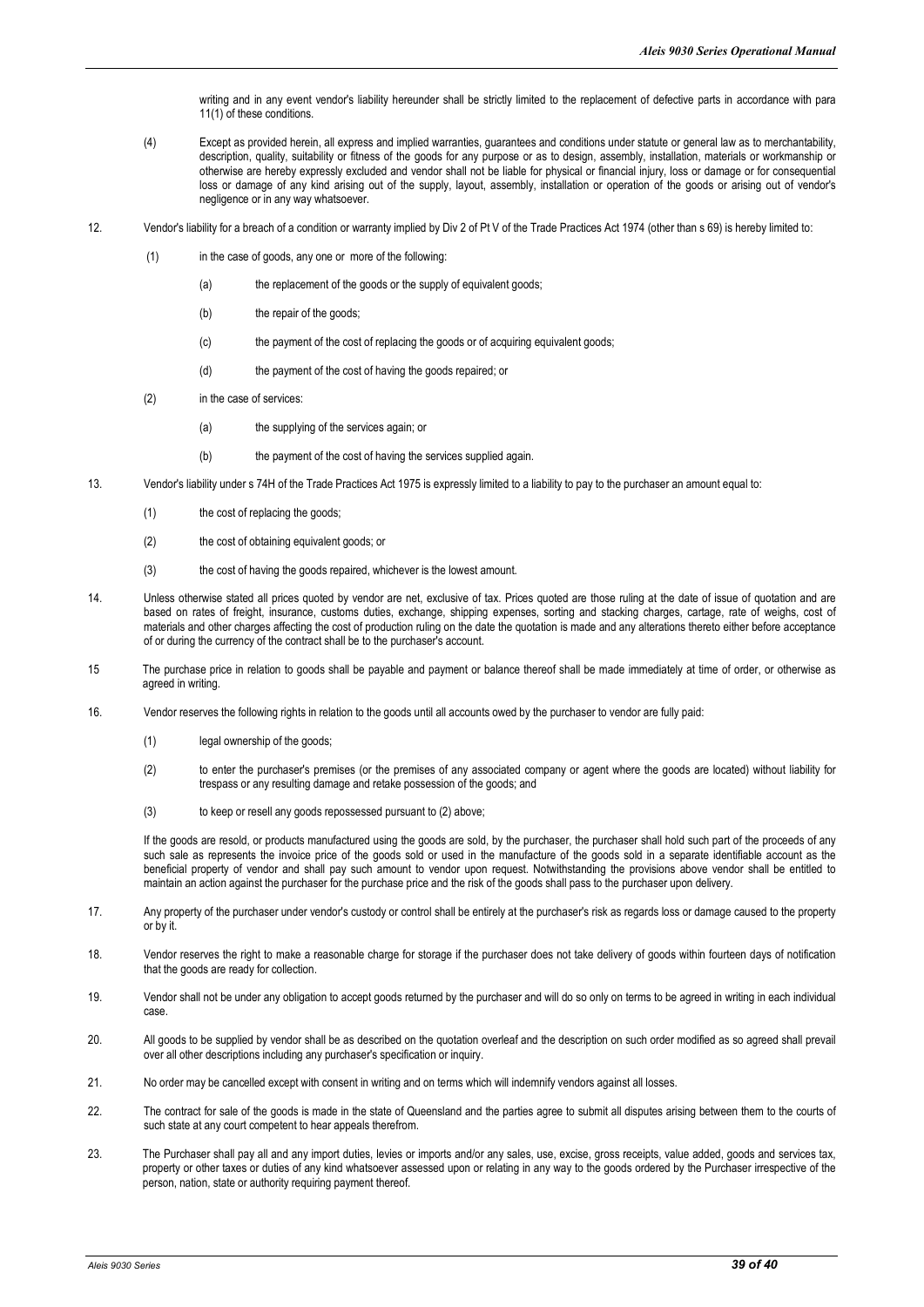writing and in any event vendor's liability hereunder shall be strictly limited to the replacement of defective parts in accordance with para 11(1) of these conditions.

(4) Except as provided herein, all express and implied warranties, guarantees and conditions under statute or general law as to merchantability, description, quality, suitability or fitness of the goods for any purpose or as to design, assembly, installation, materials or workmanship or otherwise are hereby expressly excluded and vendor shall not be liable for physical or financial injury, loss or damage or for consequential loss or damage of any kind arising out of the supply, layout, assembly, installation or operation of the goods or arising out of vendor's negligence or in any way whatsoever.

12. Vendor's liability for a breach of a condition or warranty implied by Div 2 of Pt V of the Trade Practices Act 1974 (other than s 69) is hereby limited to:

(1) in the case of goods, any one or more of the following:

(a) the replacement of the goods or the supply of equivalent goods;

(b) the repair of the goods;

(c) the payment of the cost of replacing the goods or of acquiring equivalent goods;

(d) the payment of the cost of having the goods repaired; or

(2) in the case of services:

(a) the supplying of the services again; or

(b) the payment of the cost of having the services supplied again.

13. Vendor's liability under s 74H of the Trade Practices Act 1975 is expressly limited to a liability to pay to the purchaser an amount equal to:

(1) the cost of replacing the goods;

(2) the cost of obtaining equivalent goods; or

(3) the cost of having the goods repaired, whichever is the lowest amount.

14. Unless otherwise stated all prices quoted by vendor are net, exclusive of tax. Prices quoted are those ruling at the date of issue of quotation and are based on rates of freight, insurance, customs duties, exchange, shipping expenses, sorting and stacking charges, cartage, rate of weighs, cost of materials and other charges affecting the cost of production ruling on the date the quotation is made and any alterations thereto either before acceptance of or during the currency of the contract shall be to the purchaser's account.

15 The purchase price in relation to goods shall be payable and payment or balance thereof shall be made immediately at time of order, or otherwise as agreed in writing.

16. Vendor reserves the following rights in relation to the goods until all accounts owed by the purchaser to vendor are fully paid:

(1) legal ownership of the goods;

(2) to enter the purchaser's premises (or the premises of any associated company or agent where the goods are located) without liability for trespass or any resulting damage and retake possession of the goods; and

(3) to keep or resell any goods repossessed pursuant to (2) above;

If the goods are resold, or products manufactured using the goods are sold, by the purchaser, the purchaser shall hold such part of the proceeds of any such sale as represents the invoice price of the goods sold or used in the manufacture of the goods sold in a separate identifiable account as the beneficial property of vendor and shall pay such amount to vendor upon request. Notwithstanding the provisions above vendor shall be entitled to maintain an action against the purchaser for the purchase price and the risk of the goods shall pass to the purchaser upon delivery.

17. Any property of the purchaser under vendor's custody or control shall be entirely at the purchaser's risk as regards loss or damage caused to the property or by it.

18. Vendor reserves the right to make a reasonable charge for storage if the purchaser does not take delivery of goods within fourteen days of notification that the goods are ready for collection.

19. Vendor shall not be under any obligation to accept goods returned by the purchaser and will do so only on terms to be agreed in writing in each individual case.

20. All goods to be supplied by vendor shall be as described on the quotation overleaf and the description on such order modified as so agreed shall prevail over all other descriptions including any purchaser's specification or inquiry.

21. No order may be cancelled except with consent in writing and on terms which will indemnify vendors against all losses.

22. The contract for sale of the goods is made in the state of Queensland and the parties agree to submit all disputes arising between them to the courts of such state at any court competent to hear appeals therefrom.

23. The Purchaser shall pay all and any import duties, levies or imports and/or any sales, use, excise, gross receipts, value added, goods and services tax, property or other taxes or duties of any kind whatsoever assessed upon or relating in any way to the goods ordered by the Purchaser irrespective of the person, nation, state or authority requiring payment thereof.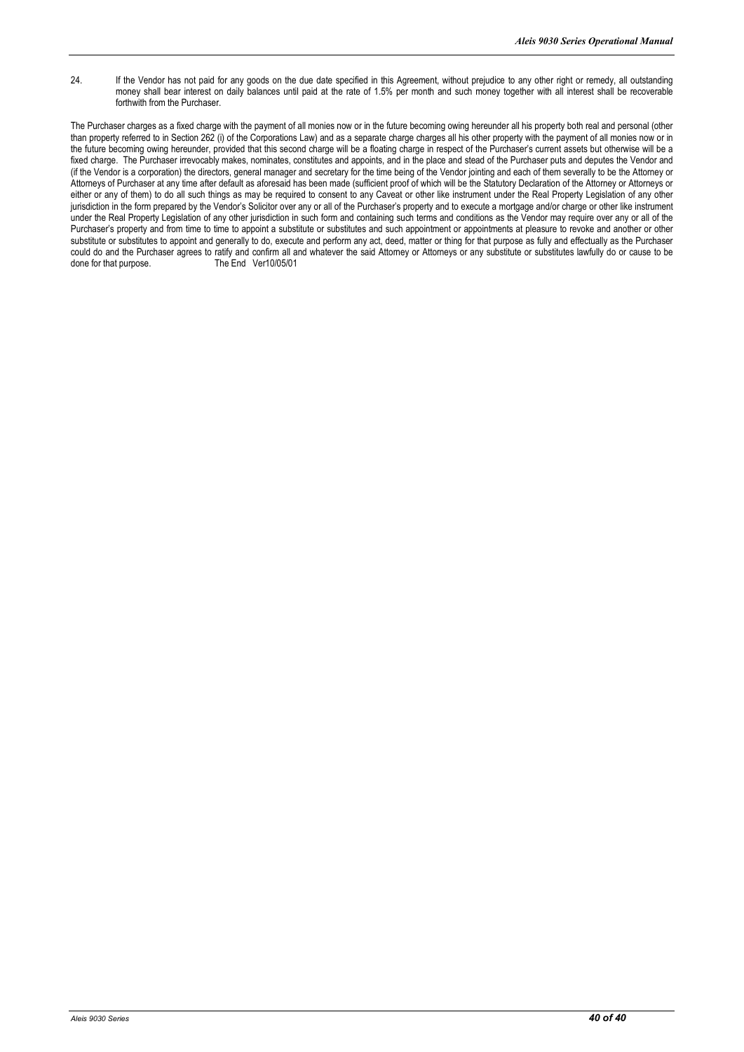24. If the Vendor has not paid for any goods on the due date specified in this Agreement, without prejudice to any other right or remedy, all outstanding money shall bear interest on daily balances until paid at the rate of 1.5% per month and such money together with all interest shall be recoverable forthwith from the Purchaser.

The Purchaser charges as a fixed charge with the payment of all monies now or in the future becoming owing hereunder all his property both real and personal (other than property referred to in Section 262 (i) of the Corporations Law) and as a separate charge charges all his other property with the payment of all monies now or in the future becoming owing hereunder, provided that this second charge will be a floating charge in respect of the Purchaser's current assets but otherwise will be a fixed charge. The Purchaser irrevocably makes, nominates, constitutes and appoints, and in the place and stead of the Purchaser puts and deputes the Vendor and (if the Vendor is a corporation) the directors, general manager and secretary for the time being of the Vendor jointing and each of them severally to be the Attorney or Attorneys of Purchaser at any time after default as aforesaid has been made (sufficient proof of which will be the Statutory Declaration of the Attorney or Attorneys or either or any of them) to do all such things as may be required to consent to any Caveat or other like instrument under the Real Property Legislation of any other jurisdiction in the form prepared by the Vendor's Solicitor over any or all of the Purchaser's property and to execute a mortgage and/or charge or other like instrument under the Real Property Legislation of any other jurisdiction in such form and containing such terms and conditions as the Vendor may require over any or all of the Purchaser's property and from time to time to appoint a substitute or substitutes and such appointment or appointments at pleasure to revoke and another or other substitute or substitutes to appoint and generally to do, execute and perform any act, deed, matter or thing for that purpose as fully and effectually as the Purchaser could do and the Purchaser agrees to ratify and confirm all and whatever the said Attorney or Attorneys or any substitute or substitutes lawfully do or cause to be done for that purpose. The End Ver10/05/01